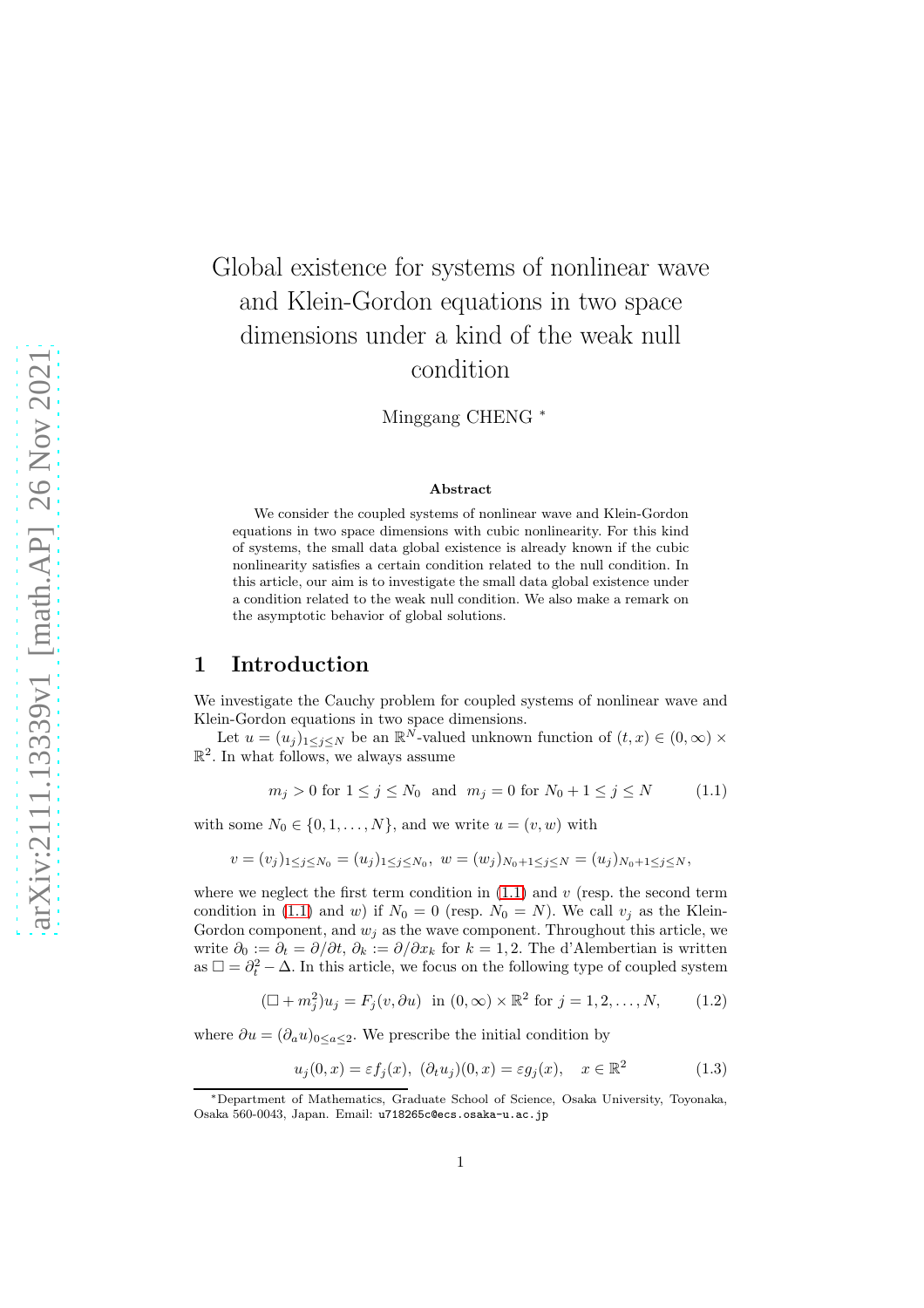# Global existence for systems of nonlinear wave and Klein-Gordon equations in two space dimensions under a kind of the weak null condition

Minggang CHENG [*]

### Abstract

We consider the coupled systems of nonlinear wave and Klein-Gordon equations in two space dimensions with cubic nonlinearity. For this kind of systems, the small data global existence is already known if the cubic nonlinearity satisfies a certain condition related to the null condition. In this article, our aim is to investigate the small data global existence under a condition related to the weak null condition. We also make a remark on the asymptotic behavior of global solutions.

## 1 Introduction

We investigate the Cauchy problem for coupled systems of nonlinear wave and Klein-Gordon equations in two space dimensions.

Let $u = (u_j)_{1 \le j \le N}$ be an $\mathbb{R}^N$-valued unknown function of $(t, x) \in (0, \infty) \times \mathbb{R}^2$. In what follows, we always assume

$$m_j > 0 \text{ for } 1 \le j \le N_0 \ \text{ and } \ m_j = 0 \text{ for } N_0 + 1 \le j \le N \tag{1.1}$$

with some $N_0 \in \{0, 1, \dots, N\}$, and we write $u = (v, w)$ with

$$v = (v_j)_{1 \le j \le N_0} = (u_j)_{1 \le j \le N_0}, \ w = (w_j)_{N_0+1 \le j \le N} = (u_j)_{N_0+1 \le j \le N},$$

where we neglect the first term condition in (1.1) and $v$ (resp. the second term condition in (1.1) and $w$) if $N_0 = 0$ (resp. $N_0 = N$). We call $v_j$ as the Klein-Gordon component, and $w_j$ as the wave component. Throughout this article, we write $\partial_0 := \partial_t = \partial/\partial t$, $\partial_k := \partial/\partial x_k$ for $k = 1, 2$. The d'Alembertian is written as $\Box = \partial_t^2 - \Delta$. In this article, we focus on the following type of coupled system

$$(\Box + m_j^2)u_j = F_j(v, \partial u) \ \text{ in } (0, \infty) \times \mathbb{R}^2 \text{ for } j = 1, 2, \dots, N, \tag{1.2}$$

where $\partial u = (\partial_a u)_{0 \le a \le 2}$. We prescribe the initial condition by

$$u_j(0, x) = \varepsilon f_j(x), \ (\partial_t u_j)(0, x) = \varepsilon g_j(x), \quad x \in \mathbb{R}^2 \tag{1.3}$$

[*] Department of Mathematics, Graduate School of Science, Osaka University, Toyonaka, Osaka 560-0043, Japan. Email: u718265c@ecs.osaka-u.ac.jp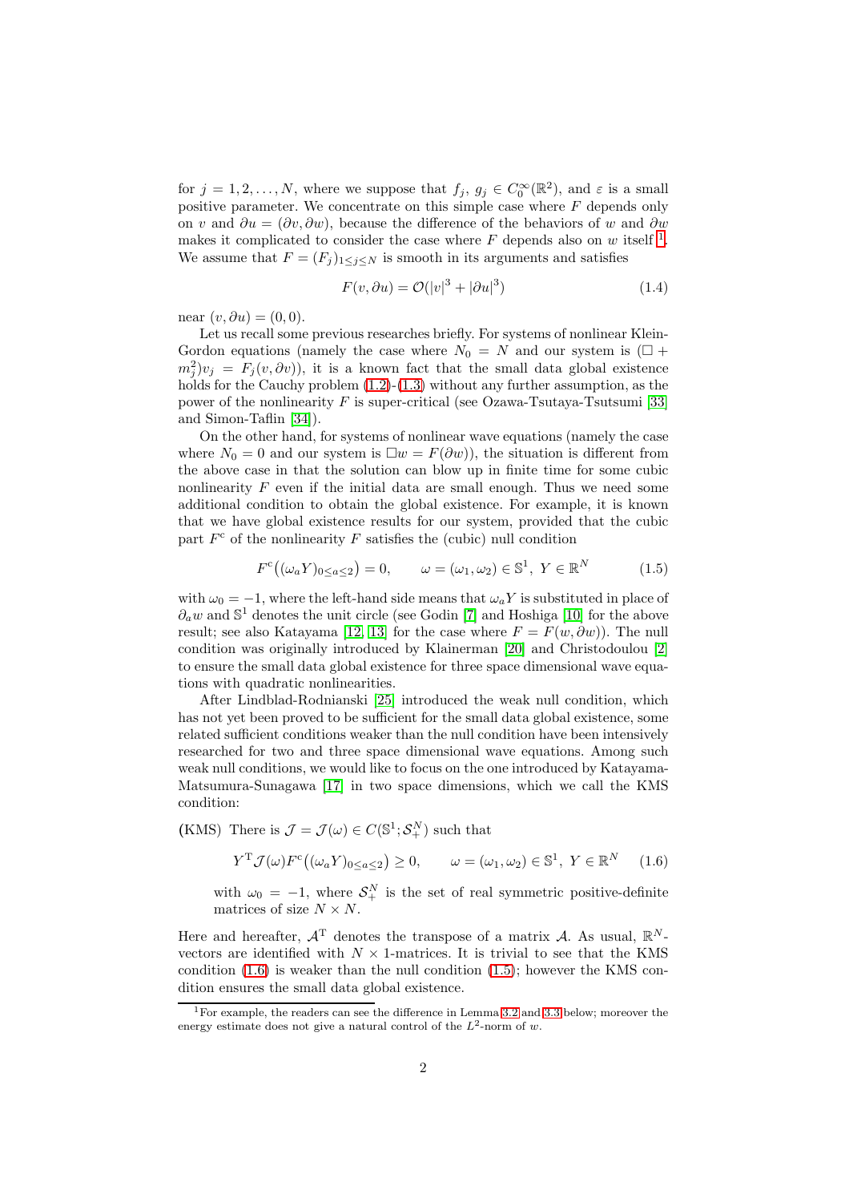for $j = 1, 2, \ldots, N$, where we suppose that $f_j,\ g_j \in C_0^\infty(\mathbb{R}^2)$, and $\varepsilon$ is a small positive parameter. We concentrate on this simple case where $F$ depends only on $v$ and $\partial u = (\partial v, \partial w)$, because the difference of the behaviors of $w$ and $\partial w$ makes it complicated to consider the case where $F$ depends also on $w$ itself [1]. We assume that $F = (F_j)_{1\le j\le N}$ is smooth in its arguments and satisfies

$$F(v, \partial u) = \mathcal{O}(|v|^3 + |\partial u|^3) \tag{1.4}$$

near $(v, \partial u) = (0, 0)$.

Let us recall some previous researches briefly. For systems of nonlinear Klein-Gordon equations (namely the case where $N_0 = N$ and our system is $(\Box + m_j^2)v_j = F_j(v, \partial v)$), it is a known fact that the small data global existence holds for the Cauchy problem (1.2)-(1.3) without any further assumption, as the power of the nonlinearity $F$ is super-critical (see Ozawa-Tsutaya-Tsutsumi [33] and Simon-Taflin [34]).

On the other hand, for systems of nonlinear wave equations (namely the case where $N_0 = 0$ and our system is $\Box w = F(\partial w)$), the situation is different from the above case in that the solution can blow up in finite time for some cubic nonlinearity $F$ even if the initial data are small enough. Thus we need some additional condition to obtain the global existence. For example, it is known that we have global existence results for our system, provided that the cubic part $F^{\mathrm{c}}$ of the nonlinearity $F$ satisfies the (cubic) null condition

$$F^{\mathrm{c}}\big((\omega_a Y)_{0\le a\le 2}\big) = 0, \qquad \omega = (\omega_1, \omega_2) \in \mathbb{S}^1,\ Y \in \mathbb{R}^N \tag{1.5}$$

with $\omega_0 = -1$, where the left-hand side means that $\omega_a Y$ is substituted in place of $\partial_a w$ and $\mathbb{S}^1$ denotes the unit circle (see Godin [7] and Hoshiga [10] for the above result; see also Katayama [12, 13] for the case where $F = F(w, \partial w)$). The null condition was originally introduced by Klainerman [20] and Christodoulou [2] to ensure the small data global existence for three space dimensional wave equations with quadratic nonlinearities.

After Lindblad-Rodnianski [25] introduced the weak null condition, which has not yet been proved to be sufficient for the small data global existence, some related sufficient conditions weaker than the null condition have been intensively researched for two and three space dimensional wave equations. Among such weak null conditions, we would like to focus on the one introduced by Katayama-Matsumura-Sunagawa [17] in two space dimensions, which we call the KMS condition:

(KMS) There is $\mathcal{J} = \mathcal{J}(\omega) \in C(\mathbb{S}^1; \mathcal{S}_+^N)$ such that

$$Y^{\mathrm{T}}\mathcal{J}(\omega)F^{\mathrm{c}}\big((\omega_a Y)_{0\le a\le 2}\big) \ge 0, \qquad \omega = (\omega_1, \omega_2) \in \mathbb{S}^1,\ Y \in \mathbb{R}^N \tag{1.6}$$

with $\omega_0 = -1$, where $\mathcal{S}_+^N$ is the set of real symmetric positive-definite matrices of size $N \times N$.

Here and hereafter, $\mathcal{A}^{\mathrm{T}}$ denotes the transpose of a matrix $\mathcal{A}$. As usual, $\mathbb{R}^N$-vectors are identified with $N \times 1$-matrices. It is trivial to see that the KMS condition (1.6) is weaker than the null condition (1.5); however the KMS condition ensures the small data global existence.

---

[1] For example, the readers can see the difference in Lemma 3.2 and 3.3 below; moreover the energy estimate does not give a natural control of the $L^2$-norm of $w$.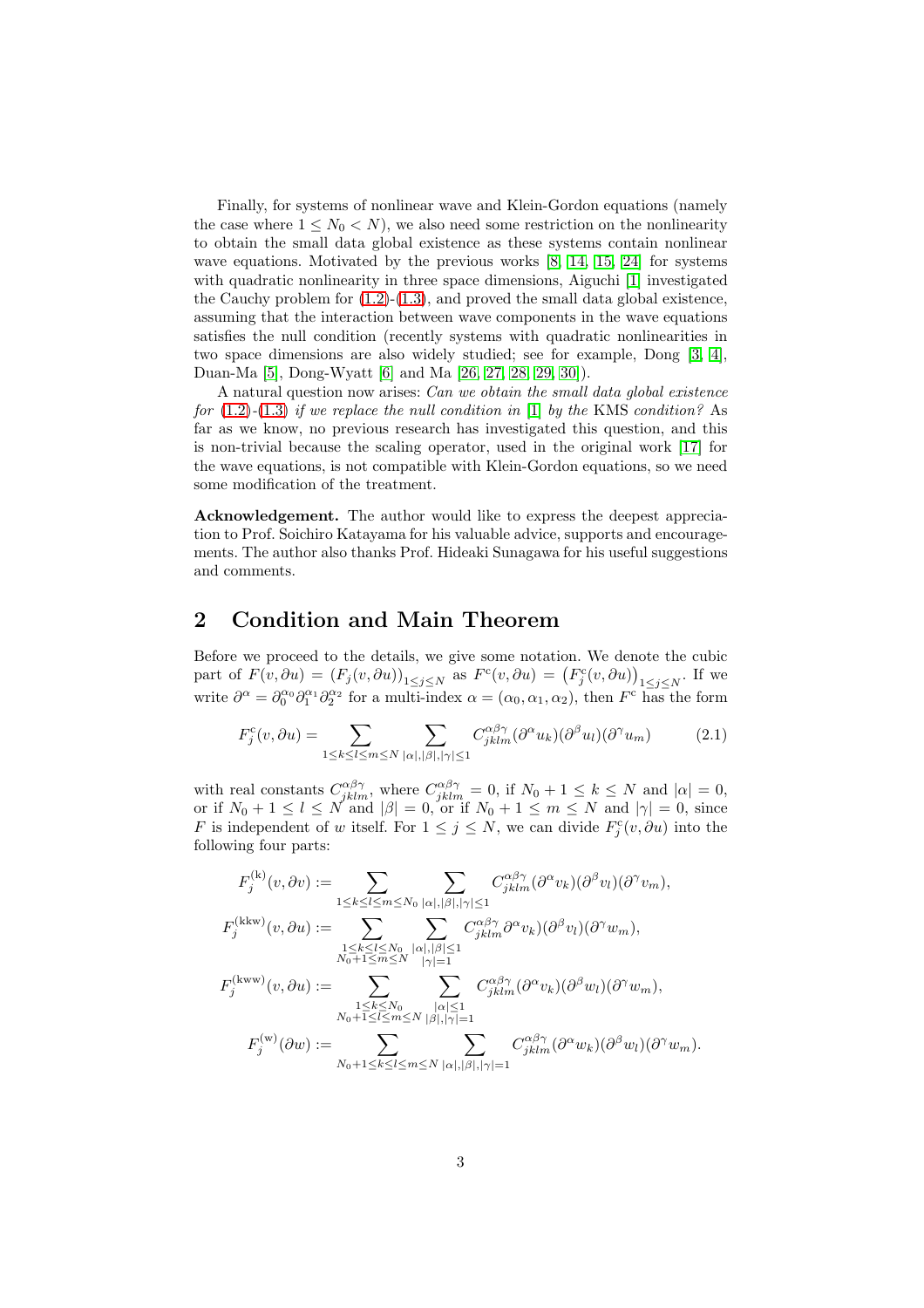Finally, for systems of nonlinear wave and Klein-Gordon equations (namely the case where $1 \le N_0 < N$), we also need some restriction on the nonlinearity to obtain the small data global existence as these systems contain nonlinear wave equations. Motivated by the previous works [8, 14, 15, 24] for systems with quadratic nonlinearity in three space dimensions, Aiguchi [1] investigated the Cauchy problem for (1.2)-(1.3), and proved the small data global existence, assuming that the interaction between wave components in the wave equations satisfies the null condition (recently systems with quadratic nonlinearities in two space dimensions are also widely studied; see for example, Dong [3, 4], Duan-Ma [5], Dong-Wyatt [6] and Ma [26, 27, 28, 29, 30]).

A natural question now arises: *Can we obtain the small data global existence for* (1.2)-(1.3) *if we replace the null condition in* [1] *by the* KMS *condition?* As far as we know, no previous research has investigated this question, and this is non-trivial because the scaling operator, used in the original work [17] for the wave equations, is not compatible with Klein-Gordon equations, so we need some modification of the treatment.

**Acknowledgement.** The author would like to express the deepest appreciation to Prof. Soichiro Katayama for his valuable advice, supports and encouragements. The author also thanks Prof. Hideaki Sunagawa for his useful suggestions and comments.

## 2 Condition and Main Theorem

Before we proceed to the details, we give some notation. We denote the cubic part of $F(v, \partial u) = (F_j(v, \partial u))_{1 \le j \le N}$ as $F^{\mathrm{c}}(v, \partial u) = \left(F_j^{\mathrm{c}}(v, \partial u)\right)_{1 \le j \le N}$. If we write $\partial^\alpha = \partial_0^{\alpha_0}\partial_1^{\alpha_1}\partial_2^{\alpha_2}$ for a multi-index $\alpha = (\alpha_0, \alpha_1, \alpha_2)$, then $F^{\mathrm{c}}$ has the form

$$F_j^{\mathrm{c}}(v, \partial u) = \sum_{1 \le k \le l \le m \le N} \sum_{|\alpha|, |\beta|, |\gamma| \le 1} C_{jklm}^{\alpha\beta\gamma} (\partial^\alpha u_k)(\partial^\beta u_l)(\partial^\gamma u_m) \tag{2.1}$$

with real constants $C_{jklm}^{\alpha\beta\gamma}$, where $C_{jklm}^{\alpha\beta\gamma} = 0$, if $N_0 + 1 \le k \le N$ and $|\alpha| = 0$, or if $N_0 + 1 \le l \le N$ and $|\beta| = 0$, or if $N_0 + 1 \le m \le N$ and $|\gamma| = 0$, since $F$ is independent of $w$ itself. For $1 \le j \le N$, we can divide $F_j^{\mathrm{c}}(v, \partial u)$ into the following four parts:

$$F_j^{(\mathrm{k})}(v, \partial v) := \sum_{1 \le k \le l \le m \le N_0} \sum_{|\alpha|, |\beta|, |\gamma| \le 1} C_{jklm}^{\alpha\beta\gamma} (\partial^\alpha v_k)(\partial^\beta v_l)(\partial^\gamma v_m),$$

$$F_j^{(\mathrm{kkw})}(v, \partial u) := \sum_{\substack{1 \le k \le l \le N_0 \\ N_0 + 1 \le m \le N}} \sum_{\substack{|\alpha|, |\beta| \le 1 \\ |\gamma| = 1}} C_{jklm}^{\alpha\beta\gamma} \partial^\alpha v_k)(\partial^\beta v_l)(\partial^\gamma w_m),$$

$$F_j^{(\mathrm{kww})}(v, \partial u) := \sum_{\substack{1 \le k \le N_0 \\ N_0 + 1 \le l \le m \le N}} \sum_{\substack{|\alpha| \le 1 \\ |\beta|, |\gamma| = 1}} C_{jklm}^{\alpha\beta\gamma} (\partial^\alpha v_k)(\partial^\beta w_l)(\partial^\gamma w_m),$$

$$F_j^{(\mathrm{w})}(\partial w) := \sum_{N_0 + 1 \le k \le l \le m \le N} \sum_{|\alpha|, |\beta|, |\gamma| = 1} C_{jklm}^{\alpha\beta\gamma} (\partial^\alpha w_k)(\partial^\beta w_l)(\partial^\gamma w_m).$$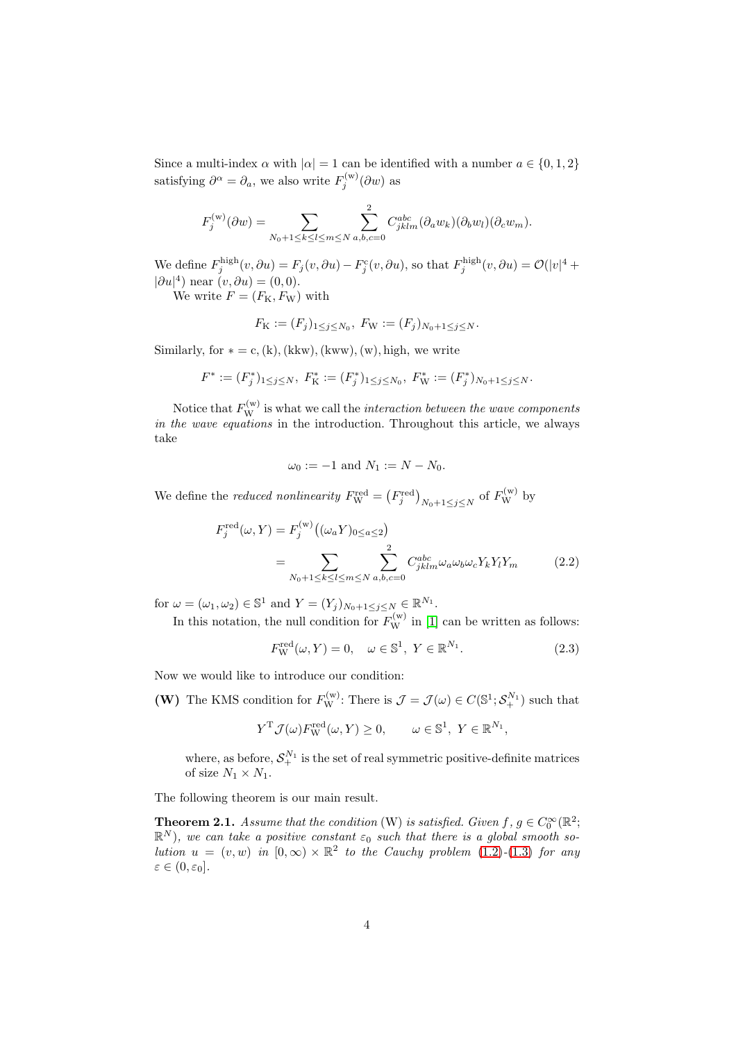Since a multi-index $\alpha$ with $|\alpha| = 1$ can be identified with a number $a \in \{0, 1, 2\}$ satisfying $\partial^\alpha = \partial_a$, we also write $F_j^{(\mathrm{w})}(\partial w)$ as

$$F_j^{(\mathrm{w})}(\partial w) = \sum_{N_0+1 \le k \le l \le m \le N} \sum_{a,b,c=0}^{2} C_{jklm}^{abc} (\partial_a w_k)(\partial_b w_l)(\partial_c w_m).$$

We define $F_j^{\mathrm{high}}(v, \partial u) = F_j(v, \partial u) - F_j^{\mathrm{c}}(v, \partial u)$, so that $F_j^{\mathrm{high}}(v, \partial u) = \mathcal{O}(|v|^4 + |\partial u|^4)$ near $(v, \partial u) = (0, 0)$.

We write $F = (F_{\mathrm{K}}, F_{\mathrm{W}})$ with

$$F_{\mathrm{K}} := (F_j)_{1 \le j \le N_0}, \ F_{\mathrm{W}} := (F_j)_{N_0+1 \le j \le N}.$$

Similarly, for $* = \mathrm{c}, (\mathrm{k}), (\mathrm{kkw}), (\mathrm{kww}), (\mathrm{w}), \mathrm{high}$, we write

$$F^* := (F_j^*)_{1 \le j \le N}, \ F_{\mathrm{K}}^* := (F_j^*)_{1 \le j \le N_0}, \ F_{\mathrm{W}}^* := (F_j^*)_{N_0+1 \le j \le N}.$$

Notice that $F_{\mathrm{W}}^{(\mathrm{w})}$ is what we call the *interaction between the wave components in the wave equations* in the introduction. Throughout this article, we always take

$$\omega_0 := -1 \text{ and } N_1 := N - N_0.$$

We define the *reduced nonlinearity* $F_{\mathrm{W}}^{\mathrm{red}} = \left(F_j^{\mathrm{red}}\right)_{N_0+1 \le j \le N}$ of $F_{\mathrm{W}}^{(\mathrm{w})}$ by

$$\begin{aligned} F_j^{\mathrm{red}}(\omega, Y) &= F_j^{(\mathrm{w})}\big((\omega_a Y)_{0 \le a \le 2}\big) \\ &= \sum_{N_0+1 \le k \le l \le m \le N} \sum_{a,b,c=0}^{2} C_{jklm}^{abc} \omega_a \omega_b \omega_c Y_k Y_l Y_m \end{aligned} \tag{2.2}$$

for $\omega = (\omega_1, \omega_2) \in \mathbb{S}^1$ and $Y = (Y_j)_{N_0+1 \le j \le N} \in \mathbb{R}^{N_1}$.

In this notation, the null condition for $F_{\mathrm{W}}^{(\mathrm{w})}$ in [1] can be written as follows:

$$F_{\mathrm{W}}^{\mathrm{red}}(\omega, Y) = 0, \quad \omega \in \mathbb{S}^1, \ Y \in \mathbb{R}^{N_1}. \tag{2.3}$$

Now we would like to introduce our condition:

**(W)** The KMS condition for $F_{\mathrm{W}}^{(\mathrm{w})}$: There is $\mathcal{J} = \mathcal{J}(\omega) \in C(\mathbb{S}^1; \mathcal{S}_+^{N_1})$ such that

$$Y^{\mathrm{T}} \mathcal{J}(\omega) F_{\mathrm{W}}^{\mathrm{red}}(\omega, Y) \ge 0, \qquad \omega \in \mathbb{S}^1, \ Y \in \mathbb{R}^{N_1},$$

where, as before, $\mathcal{S}_+^{N_1}$ is the set of real symmetric positive-definite matrices of size $N_1 \times N_1$.

The following theorem is our main result.

**Theorem 2.1.** *Assume that the condition* (W) *is satisfied. Given $f, g \in C_0^\infty(\mathbb{R}^2; \mathbb{R}^N)$, we can take a positive constant $\varepsilon_0$ such that there is a global smooth solution $u = (v, w)$ in $[0, \infty) \times \mathbb{R}^2$ to the Cauchy problem* (1.2)-(1.3) *for any $\varepsilon \in (0, \varepsilon_0]$.*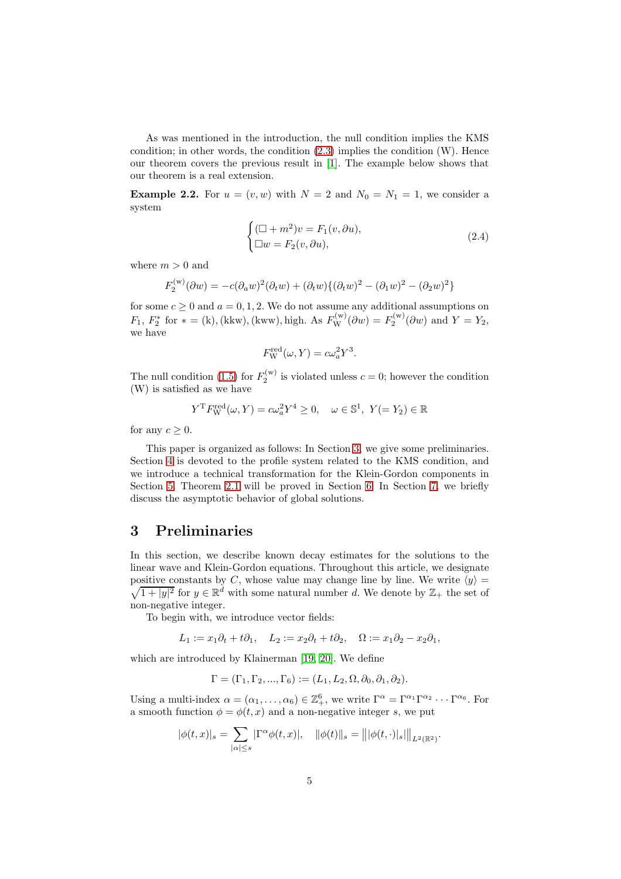As was mentioned in the introduction, the null condition implies the KMS condition; in other words, the condition (2.3) implies the condition (W). Hence our theorem covers the previous result in [1]. The example below shows that our theorem is a real extension.

**Example 2.2.** For $u = (v, w)$ with $N = 2$ and $N_0 = N_1 = 1$, we consider a system

$$\begin{cases} (\Box + m^2)v = F_1(v, \partial u), \\ \Box w = F_2(v, \partial u), \end{cases} \tag{2.4}$$

where $m > 0$ and

$$F_2^{(\mathrm{w})}(\partial w) = -c(\partial_a w)^2(\partial_t w) + (\partial_t w)\{(\partial_t w)^2 - (\partial_1 w)^2 - (\partial_2 w)^2\}$$

for some $c \geq 0$ and $a = 0, 1, 2$. We do not assume any additional assumptions on $F_1$, $F_2^*$ for $* = (\mathrm{k}), (\mathrm{kkw}), (\mathrm{kww}), \mathrm{high}$. As $F_{\mathrm{W}}^{(\mathrm{w})}(\partial w) = F_2^{(\mathrm{w})}(\partial w)$ and $Y = Y_2$, we have

$$F_{\mathrm{W}}^{\mathrm{red}}(\omega, Y) = c\omega_a^2 Y^3.$$

The null condition (1.5) for $F_2^{(\mathrm{w})}$ is violated unless $c = 0$; however the condition (W) is satisfied as we have

$$Y^{\mathrm{T}} F_{\mathrm{W}}^{\mathrm{red}}(\omega, Y) = c\omega_a^2 Y^4 \geq 0, \quad \omega \in \mathbb{S}^1,\ Y (= Y_2) \in \mathbb{R}$$

for any $c \geq 0$.

This paper is organized as follows: In Section 3, we give some preliminaries. Section 4 is devoted to the profile system related to the KMS condition, and we introduce a technical transformation for the Klein-Gordon components in Section 5. Theorem 2.1 will be proved in Section 6. In Section 7, we briefly discuss the asymptotic behavior of global solutions.

# 3 Preliminaries

In this section, we describe known decay estimates for the solutions to the linear wave and Klein-Gordon equations. Throughout this article, we designate positive constants by $C$, whose value may change line by line. We write $\langle y \rangle = \sqrt{1 + |y|^2}$ for $y \in \mathbb{R}^d$ with some natural number $d$. We denote by $\mathbb{Z}_+$ the set of non-negative integer.

To begin with, we introduce vector fields:

$$L_1 := x_1\partial_t + t\partial_1, \quad L_2 := x_2\partial_t + t\partial_2, \quad \Omega := x_1\partial_2 - x_2\partial_1,$$

which are introduced by Klainerman [19, 20]. We define

$$\Gamma = (\Gamma_1, \Gamma_2, ..., \Gamma_6) := (L_1, L_2, \Omega, \partial_0, \partial_1, \partial_2).$$

Using a multi-index $\alpha = (\alpha_1, \ldots, \alpha_6) \in \mathbb{Z}_+^6$, we write $\Gamma^\alpha = \Gamma^{\alpha_1}\Gamma^{\alpha_2}\cdots\Gamma^{\alpha_6}$. For a smooth function $\phi = \phi(t, x)$ and a non-negative integer $s$, we put

$$|\phi(t, x)|_s = \sum_{|\alpha| \leq s} |\Gamma^\alpha \phi(t, x)|, \quad \|\phi(t)\|_s = \big\| |\phi(t, \cdot)|_s \big\|_{L^2(\mathbb{R}^2)}.$$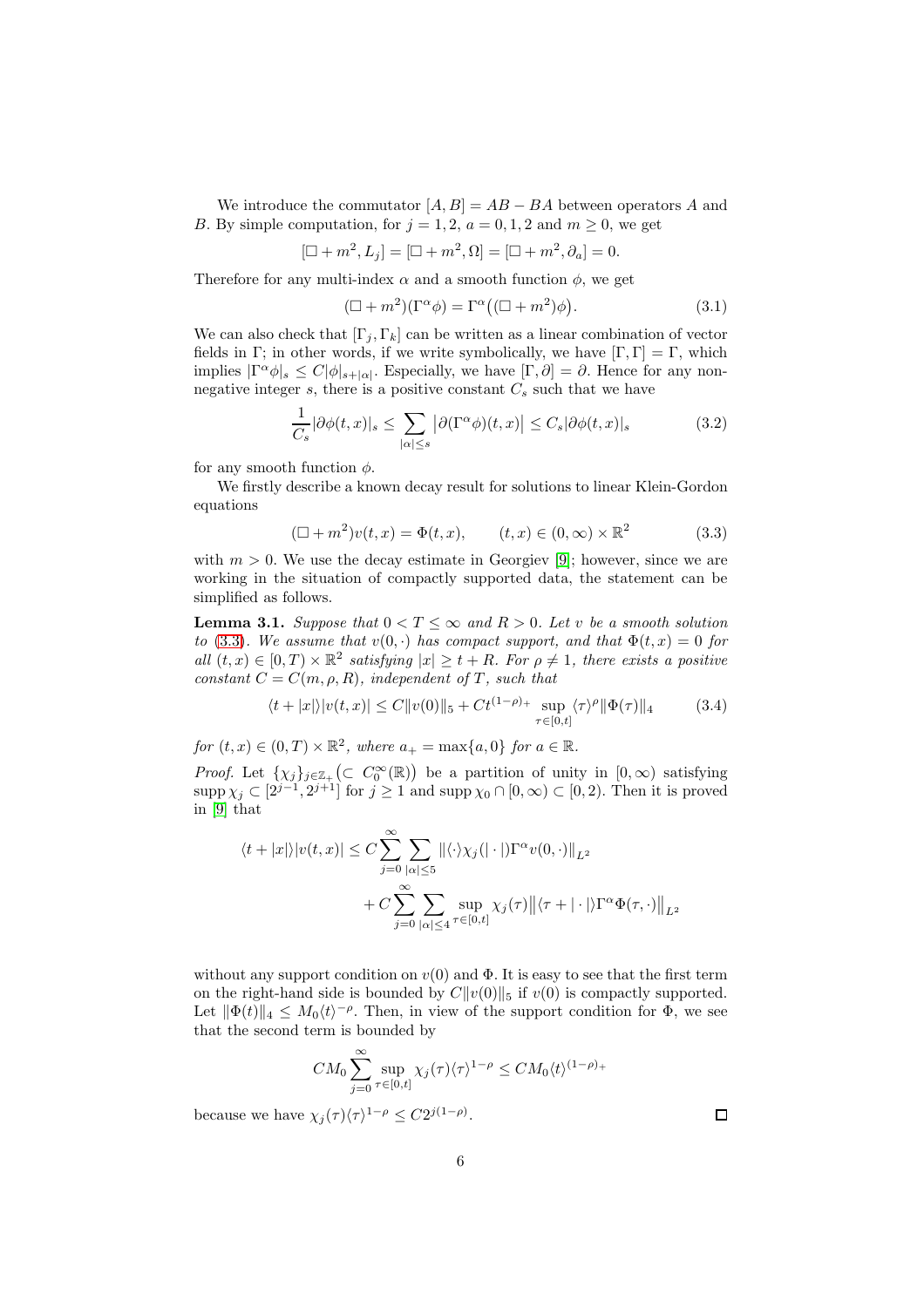We introduce the commutator $[A, B] = AB - BA$ between operators $A$ and $B$. By simple computation, for $j = 1, 2$, $a = 0, 1, 2$ and $m \geq 0$, we get

$$[\square + m^2, L_j] = [\square + m^2, \Omega] = [\square + m^2, \partial_a] = 0.$$

Therefore for any multi-index $\alpha$ and a smooth function $\phi$, we get

$$(\square + m^2)(\Gamma^\alpha \phi) = \Gamma^\alpha\big((\square + m^2)\phi\big). \tag{3.1}$$

We can also check that $[\Gamma_j, \Gamma_k]$ can be written as a linear combination of vector fields in $\Gamma$; in other words, if we write symbolically, we have $[\Gamma, \Gamma] = \Gamma$, which implies $|\Gamma^\alpha \phi|_s \leq C|\phi|_{s+|\alpha|}$. Especially, we have $[\Gamma, \partial] = \partial$. Hence for any non-negative integer $s$, there is a positive constant $C_s$ such that we have

$$\frac{1}{C_s}|\partial\phi(t,x)|_s \leq \sum_{|\alpha|\leq s} \big|\partial(\Gamma^\alpha \phi)(t,x)\big| \leq C_s|\partial\phi(t,x)|_s \tag{3.2}$$

for any smooth function $\phi$.

We firstly describe a known decay result for solutions to linear Klein-Gordon equations

$$(\square + m^2)v(t,x) = \Phi(t,x), \qquad (t,x) \in (0,\infty) \times \mathbb{R}^2 \tag{3.3}$$

with $m > 0$. We use the decay estimate in Georgiev [9]; however, since we are working in the situation of compactly supported data, the statement can be simplified as follows.

**Lemma 3.1.** *Suppose that $0 < T \leq \infty$ and $R > 0$. Let $v$ be a smooth solution to (3.3). We assume that $v(0, \cdot)$ has compact support, and that $\Phi(t,x) = 0$ for all $(t,x) \in [0,T) \times \mathbb{R}^2$ satisfying $|x| \geq t + R$. For $\rho \neq 1$, there exists a positive constant $C = C(m, \rho, R)$, independent of $T$, such that*

$$\langle t + |x|\rangle |v(t,x)| \leq C\|v(0)\|_5 + Ct^{(1-\rho)_+} \sup_{\tau\in[0,t]} \langle\tau\rangle^\rho \|\Phi(\tau)\|_4 \tag{3.4}$$

*for $(t,x) \in (0,T) \times \mathbb{R}^2$, where $a_+ = \max\{a, 0\}$ for $a \in \mathbb{R}$.*

*Proof.* Let $\{\chi_j\}_{j\in\mathbb{Z}_+}\big(\subset C_0^\infty(\mathbb{R})\big)$ be a partition of unity in $[0,\infty)$ satisfying $\operatorname{supp}\chi_j \subset [2^{j-1}, 2^{j+1}]$ for $j \geq 1$ and $\operatorname{supp}\chi_0 \cap [0,\infty) \subset [0,2)$. Then it is proved in [9] that

$$\begin{aligned}
\langle t + |x|\rangle |v(t,x)| \leq{}& C\sum_{j=0}^\infty \sum_{|\alpha|\leq 5} \|\langle\cdot\rangle\chi_j(|\cdot|)\Gamma^\alpha v(0,\cdot)\|_{L^2} \\
&+ C\sum_{j=0}^\infty \sum_{|\alpha|\leq 4} \sup_{\tau\in[0,t]} \chi_j(\tau)\big\|\langle\tau + |\cdot|\rangle\Gamma^\alpha\Phi(\tau,\cdot)\big\|_{L^2}
\end{aligned}$$

without any support condition on $v(0)$ and $\Phi$. It is easy to see that the first term on the right-hand side is bounded by $C\|v(0)\|_5$ if $v(0)$ is compactly supported. Let $\|\Phi(t)\|_4 \leq M_0\langle t\rangle^{-\rho}$. Then, in view of the support condition for $\Phi$, we see that the second term is bounded by

$$CM_0 \sum_{j=0}^\infty \sup_{\tau\in[0,t]} \chi_j(\tau)\langle\tau\rangle^{1-\rho} \leq CM_0\langle t\rangle^{(1-\rho)_+}$$

because we have $\chi_j(\tau)\langle\tau\rangle^{1-\rho} \leq C2^{j(1-\rho)}$. $\square$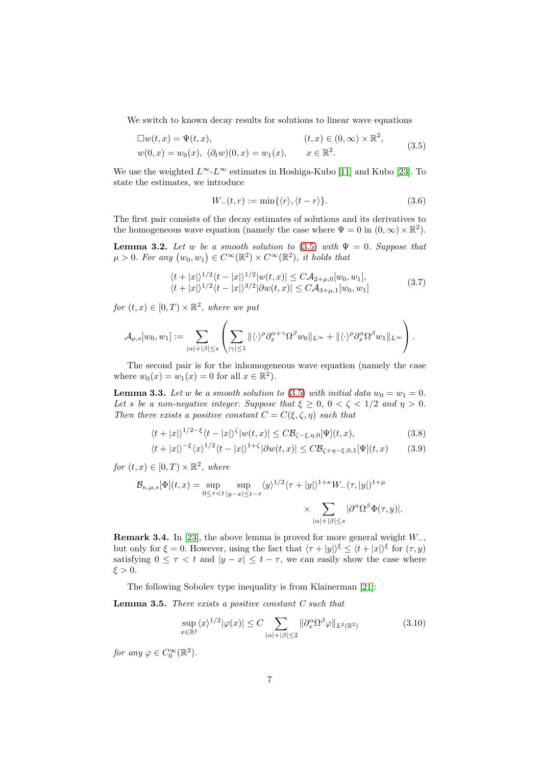We switch to known decay results for solutions to linear wave equations

$$
\begin{aligned}
&\Box w(t,x) = \Psi(t,x), && (t,x) \in (0,\infty)\times\mathbb{R}^2,\\
&w(0,x) = w_0(x),\ (\partial_t w)(0,x) = w_1(x), && x \in \mathbb{R}^2.
\end{aligned}
\tag{3.5}
$$

We use the weighted $L^\infty$-$L^\infty$ estimates in Hoshiga-Kubo [11] and Kubo [23]. To state the estimates, we introduce

$$
W_-(t,r) := \min\{\langle r\rangle, \langle t-r\rangle\}. \tag{3.6}
$$

The first pair consists of the decay estimates of solutions and its derivatives to the homogeneous wave equation (namely the case where $\Psi = 0$ in $(0,\infty)\times\mathbb{R}^2$).

**Lemma 3.2.** *Let $w$ be a smooth solution to (3.5) with $\Psi = 0$. Suppose that $\mu > 0$. For any $(w_0, w_1) \in C^\infty(\mathbb{R}^2)\times C^\infty(\mathbb{R}^2)$, it holds that*

$$
\begin{aligned}
&\langle t+|x|\rangle^{1/2}\langle t-|x|\rangle^{1/2}|w(t,x)| \le C\mathcal{A}_{2+\mu,0}[w_0,w_1],\\
&\langle t+|x|\rangle^{1/2}\langle t-|x|\rangle^{3/2}|\partial w(t,x)| \le C\mathcal{A}_{3+\mu,1}[w_0,w_1]
\end{aligned}
\tag{3.7}
$$

*for $(t,x)\in[0,T)\times\mathbb{R}^2$, where we put*

$$
\mathcal{A}_{\rho,s}[w_0,w_1] := \sum_{|\alpha|+|\beta|\le s}\left(\sum_{|\gamma|\le 1}\|\langle\cdot\rangle^\rho\partial_x^{\alpha+\gamma}\Omega^\beta w_0\|_{L^\infty} + \|\langle\cdot\rangle^\rho\partial_x^\alpha\Omega^\beta w_1\|_{L^\infty}\right).
$$

The second pair is for the inhomogeneous wave equation (namely the case where $w_0(x) = w_1(x) = 0$ for all $x\in\mathbb{R}^2$).

**Lemma 3.3.** *Let $w$ be a smooth solution to (3.5) with initial data $w_0 = w_1 = 0$. Let $s$ be a non-negative integer. Suppose that $\xi \ge 0$, $0 < \zeta < 1/2$ and $\eta > 0$. Then there exists a positive constant $C = C(\xi,\zeta,\eta)$ such that*

$$
\langle t+|x|\rangle^{1/2-\xi}\langle t-|x|\rangle^{\zeta}|w(t,x)| \le C\mathcal{B}_{\zeta-\xi,\eta,0}[\Psi](t,x), \tag{3.8}
$$

$$
\langle t+|x|\rangle^{-\xi}\langle x\rangle^{1/2}\langle t-|x|\rangle^{1+\zeta}|\partial w(t,x)| \le C\mathcal{B}_{\zeta+\eta-\xi,0,1}[\Psi](t,x) \tag{3.9}
$$

*for $(t,x)\in[0,T)\times\mathbb{R}^2$, where*

$$
\mathcal{B}_{\kappa,\mu,s}[\Phi](t,x) = \sup_{0\le\tau<t}\ \sup_{|y-x|\le t-\tau}\langle y\rangle^{1/2}\langle\tau+|y|\rangle^{1+\kappa}W_-(\tau,|y|)^{1+\mu} \times \sum_{|\alpha|+|\beta|\le s}|\partial^\alpha\Omega^\beta\Phi(\tau,y)|.
$$

**Remark 3.4.** In [23], the above lemma is proved for more general weight $W_-$, but only for $\xi = 0$. However, using the fact that $\langle\tau+|y|\rangle^\xi \le \langle t+|x|\rangle^\xi$ for $(\tau,y)$ satisfying $0\le\tau<t$ and $|y-x|\le t-\tau$, we can easily show the case where $\xi > 0$.

The following Sobolev type inequality is from Klainerman [21]:

**Lemma 3.5.** *There exists a positive constant $C$ such that*

$$
\sup_{x\in\mathbb{R}^2}\langle x\rangle^{1/2}|\varphi(x)| \le C\sum_{|\alpha|+|\beta|\le 2}\|\partial_x^\alpha\Omega^\beta\varphi\|_{L^2(\mathbb{R}^2)} \tag{3.10}
$$

*for any $\varphi\in C_0^\infty(\mathbb{R}^2)$.*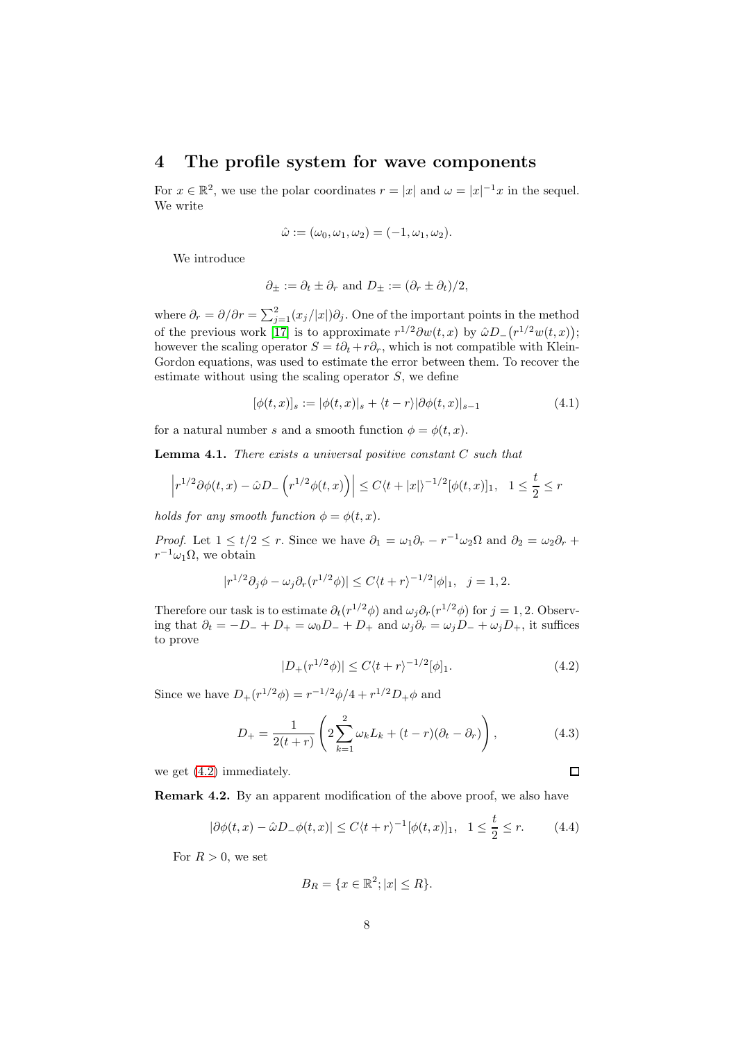# 4 The profile system for wave components

For $x \in \mathbb{R}^2$, we use the polar coordinates $r = |x|$ and $\omega = |x|^{-1}x$ in the sequel. We write

$$\hat{\omega} := (\omega_0, \omega_1, \omega_2) = (-1, \omega_1, \omega_2).$$

We introduce

$$\partial_\pm := \partial_t \pm \partial_r \text{ and } D_\pm := (\partial_r \pm \partial_t)/2,$$

where $\partial_r = \partial/\partial r = \sum_{j=1}^{2}(x_j/|x|)\partial_j$. One of the important points in the method of the previous work [17] is to approximate $r^{1/2}\partial w(t,x)$ by $\hat{\omega}D_-\big(r^{1/2}w(t,x)\big)$; however the scaling operator $S = t\partial_t + r\partial_r$, which is not compatible with Klein-Gordon equations, was used to estimate the error between them. To recover the estimate without using the scaling operator $S$, we define

$$[\phi(t,x)]_s := |\phi(t,x)|_s + \langle t - r\rangle |\partial\phi(t,x)|_{s-1} \tag{4.1}$$

for a natural number $s$ and a smooth function $\phi = \phi(t,x)$.

**Lemma 4.1.** *There exists a universal positive constant $C$ such that*

$$\left| r^{1/2}\partial\phi(t,x) - \hat{\omega}D_-\left(r^{1/2}\phi(t,x)\right)\right| \le C\langle t + |x|\rangle^{-1/2}[\phi(t,x)]_1, \quad 1 \le \frac{t}{2} \le r$$

*holds for any smooth function $\phi = \phi(t,x)$.*

*Proof.* Let $1 \le t/2 \le r$. Since we have $\partial_1 = \omega_1\partial_r - r^{-1}\omega_2\Omega$ and $\partial_2 = \omega_2\partial_r + r^{-1}\omega_1\Omega$, we obtain

$$|r^{1/2}\partial_j\phi - \omega_j\partial_r(r^{1/2}\phi)| \le C\langle t + r\rangle^{-1/2}|\phi|_1, \quad j = 1, 2.$$

Therefore our task is to estimate $\partial_t(r^{1/2}\phi)$ and $\omega_j\partial_r(r^{1/2}\phi)$ for $j = 1, 2$. Observing that $\partial_t = -D_- + D_+ = \omega_0 D_- + D_+$ and $\omega_j\partial_r = \omega_j D_- + \omega_j D_+$, it suffices to prove

$$|D_+(r^{1/2}\phi)| \le C\langle t + r\rangle^{-1/2}[\phi]_1. \tag{4.2}$$

Since we have $D_+(r^{1/2}\phi) = r^{-1/2}\phi/4 + r^{1/2}D_+\phi$ and

$$D_+ = \frac{1}{2(t+r)}\left(2\sum_{k=1}^{2}\omega_k L_k + (t - r)(\partial_t - \partial_r)\right), \tag{4.3}$$

we get (4.2) immediately. $\square$

**Remark 4.2.** By an apparent modification of the above proof, we also have

$$|\partial\phi(t,x) - \hat{\omega}D_-\phi(t,x)| \le C\langle t + r\rangle^{-1}[\phi(t,x)]_1, \quad 1 \le \frac{t}{2} \le r. \tag{4.4}$$

For $R > 0$, we set

$$B_R = \{x \in \mathbb{R}^2; |x| \le R\}.$$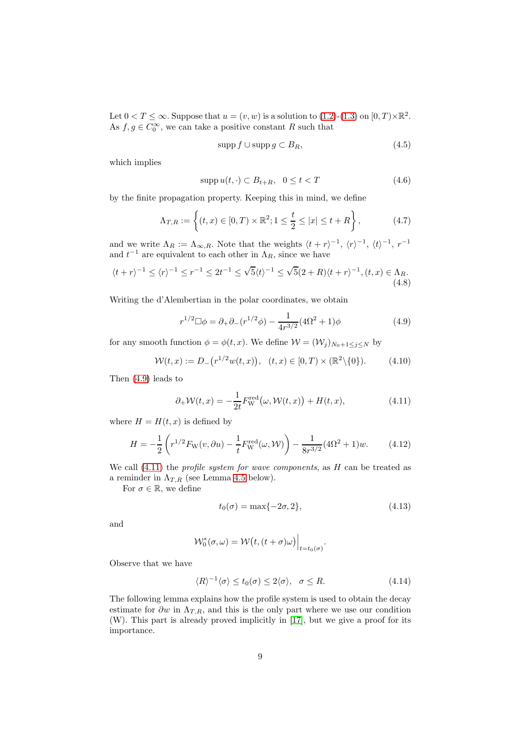Let $0 < T \le \infty$. Suppose that $u = (v, w)$ is a solution to (1.2)-(1.3) on $[0, T) \times \mathbb{R}^2$. As $f, g \in C_0^\infty$, we can take a positive constant $R$ such that

$$\operatorname{supp} f \cup \operatorname{supp} g \subset B_R, \tag{4.5}$$

which implies

$$\operatorname{supp} u(t, \cdot) \subset B_{t+R}, \quad 0 \le t < T \tag{4.6}$$

by the finite propagation property. Keeping this in mind, we define

$$\Lambda_{T,R} := \left\{ (t, x) \in [0, T) \times \mathbb{R}^2; 1 \le \frac{t}{2} \le |x| \le t + R \right\}, \tag{4.7}$$

and we write $\Lambda_R := \Lambda_{\infty, R}$. Note that the weights $\langle t + r \rangle^{-1}$, $\langle r \rangle^{-1}$, $\langle t \rangle^{-1}$, $r^{-1}$ and $t^{-1}$ are equivalent to each other in $\Lambda_R$, since we have

$$\langle t + r \rangle^{-1} \le \langle r \rangle^{-1} \le r^{-1} \le 2t^{-1} \le \sqrt{5} \langle t \rangle^{-1} \le \sqrt{5}(2 + R) \langle t + r \rangle^{-1}, (t, x) \in \Lambda_R. \tag{4.8}$$

Writing the d'Alembertian in the polar coordinates, we obtain

$$r^{1/2} \Box \phi = \partial_+ \partial_- (r^{1/2} \phi) - \frac{1}{4r^{3/2}} (4\Omega^2 + 1) \phi \tag{4.9}$$

for any smooth function $\phi = \phi(t, x)$. We define $\mathcal{W} = (\mathcal{W}_j)_{N_0 + 1 \le j \le N}$ by

$$\mathcal{W}(t, x) := D_- \big( r^{1/2} w(t, x) \big), \quad (t, x) \in [0, T) \times (\mathbb{R}^2 \backslash \{0\}). \tag{4.10}$$

Then (4.9) leads to

$$\partial_+ \mathcal{W}(t, x) = -\frac{1}{2t} F_{\mathrm{W}}^{\mathrm{red}} \big( \omega, \mathcal{W}(t, x) \big) + H(t, x), \tag{4.11}$$

where $H = H(t, x)$ is defined by

$$H = -\frac{1}{2} \left( r^{1/2} F_{\mathrm{W}}(v, \partial u) - \frac{1}{t} F_{\mathrm{W}}^{\mathrm{red}}(\omega, \mathcal{W}) \right) - \frac{1}{8r^{3/2}} (4\Omega^2 + 1) w. \tag{4.12}$$

We call (4.11) the *profile system for wave components*, as $H$ can be treated as a reminder in $\Lambda_{T,R}$ (see Lemma 4.5 below).

For $\sigma \in \mathbb{R}$, we define

$$t_0(\sigma) = \max\{-2\sigma, 2\}, \tag{4.13}$$

and

$$\mathcal{W}_0^*(\sigma, \omega) = \mathcal{W}\big(t, (t + \sigma)\omega\big) \Big|_{t = t_0(\sigma)}.$$

Observe that we have

$$\langle R \rangle^{-1} \langle \sigma \rangle \le t_0(\sigma) \le 2 \langle \sigma \rangle, \quad \sigma \le R. \tag{4.14}$$

The following lemma explains how the profile system is used to obtain the decay estimate for $\partial w$ in $\Lambda_{T,R}$, and this is the only part where we use our condition (W). This part is already proved implicitly in [17], but we give a proof for its importance.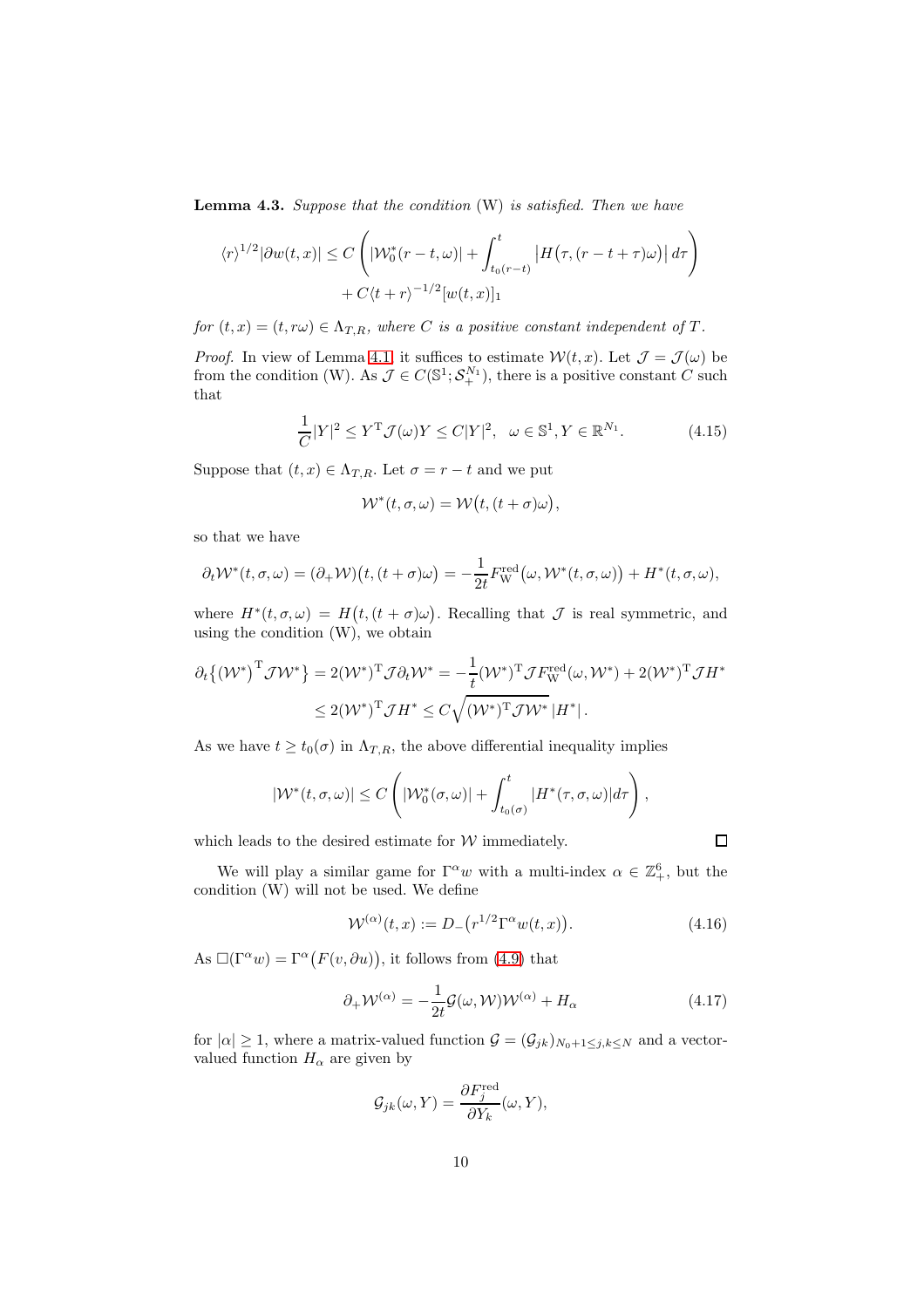**Lemma 4.3.** *Suppose that the condition* (W) *is satisfied. Then we have*

$$\langle r\rangle^{1/2}|\partial w(t,x)| \le C\left(|\mathcal{W}_0^*(r-t,\omega)| + \int_{t_0(r-t)}^{t} \big|H\big(\tau,(r-t+\tau)\omega\big)\big|\,d\tau\right) + C\langle t+r\rangle^{-1/2}[w(t,x)]_1$$

*for* $(t,x)=(t,r\omega)\in\Lambda_{T,R}$*, where* $C$ *is a positive constant independent of* $T$.

*Proof.* In view of Lemma 4.1, it suffices to estimate $\mathcal{W}(t,x)$. Let $\mathcal{J}=\mathcal{J}(\omega)$ be from the condition (W). As $\mathcal{J}\in C(\mathbb{S}^1;\mathcal{S}_+^{N_1})$, there is a positive constant $C$ such that

$$\frac{1}{C}|Y|^2 \le Y^{\mathrm{T}}\mathcal{J}(\omega)Y \le C|Y|^2, \quad \omega\in\mathbb{S}^1, Y\in\mathbb{R}^{N_1}. \tag{4.15}$$

Suppose that $(t,x)\in\Lambda_{T,R}$. Let $\sigma=r-t$ and we put

$$\mathcal{W}^*(t,\sigma,\omega)=\mathcal{W}\big(t,(t+\sigma)\omega\big),$$

so that we have

$$\partial_t\mathcal{W}^*(t,\sigma,\omega)=(\partial_+\mathcal{W})\big(t,(t+\sigma)\omega\big)=-\frac{1}{2t}F_{\mathrm{W}}^{\mathrm{red}}\big(\omega,\mathcal{W}^*(t,\sigma,\omega)\big)+H^*(t,\sigma,\omega),$$

where $H^*(t,\sigma,\omega)=H\big(t,(t+\sigma)\omega\big)$. Recalling that $\mathcal{J}$ is real symmetric, and using the condition (W), we obtain

$$\begin{aligned}\partial_t\big\{(\mathcal{W}^*)^{\mathrm{T}}\mathcal{J}\mathcal{W}^*\big\} &= 2(\mathcal{W}^*)^{\mathrm{T}}\mathcal{J}\partial_t\mathcal{W}^* = -\frac{1}{t}(\mathcal{W}^*)^{\mathrm{T}}\mathcal{J}F_{\mathrm{W}}^{\mathrm{red}}(\omega,\mathcal{W}^*)+2(\mathcal{W}^*)^{\mathrm{T}}\mathcal{J}H^*\\ &\le 2(\mathcal{W}^*)^{\mathrm{T}}\mathcal{J}H^* \le C\sqrt{(\mathcal{W}^*)^{\mathrm{T}}\mathcal{J}\mathcal{W}^*}\,|H^*|\,.\end{aligned}$$

As we have $t\ge t_0(\sigma)$ in $\Lambda_{T,R}$, the above differential inequality implies

$$|\mathcal{W}^*(t,\sigma,\omega)| \le C\left(|\mathcal{W}_0^*(\sigma,\omega)|+\int_{t_0(\sigma)}^{t}|H^*(\tau,\sigma,\omega)|d\tau\right),$$

which leads to the desired estimate for $\mathcal{W}$ immediately. $\square$

We will play a similar game for $\Gamma^\alpha w$ with a multi-index $\alpha\in\mathbb{Z}_+^6$, but the condition (W) will not be used. We define

$$\mathcal{W}^{(\alpha)}(t,x) := D_-\big(r^{1/2}\Gamma^\alpha w(t,x)\big). \tag{4.16}$$

As $\Box(\Gamma^\alpha w)=\Gamma^\alpha\big(F(v,\partial u)\big)$, it follows from (4.9) that

$$\partial_+\mathcal{W}^{(\alpha)} = -\frac{1}{2t}\mathcal{G}(\omega,\mathcal{W})\mathcal{W}^{(\alpha)}+H_\alpha \tag{4.17}$$

for $|\alpha|\ge 1$, where a matrix-valued function $\mathcal{G}=(\mathcal{G}_{jk})_{N_0+1\le j,k\le N}$ and a vector-valued function $H_\alpha$ are given by

$$\mathcal{G}_{jk}(\omega,Y)=\frac{\partial F_j^{\mathrm{red}}}{\partial Y_k}(\omega,Y),$$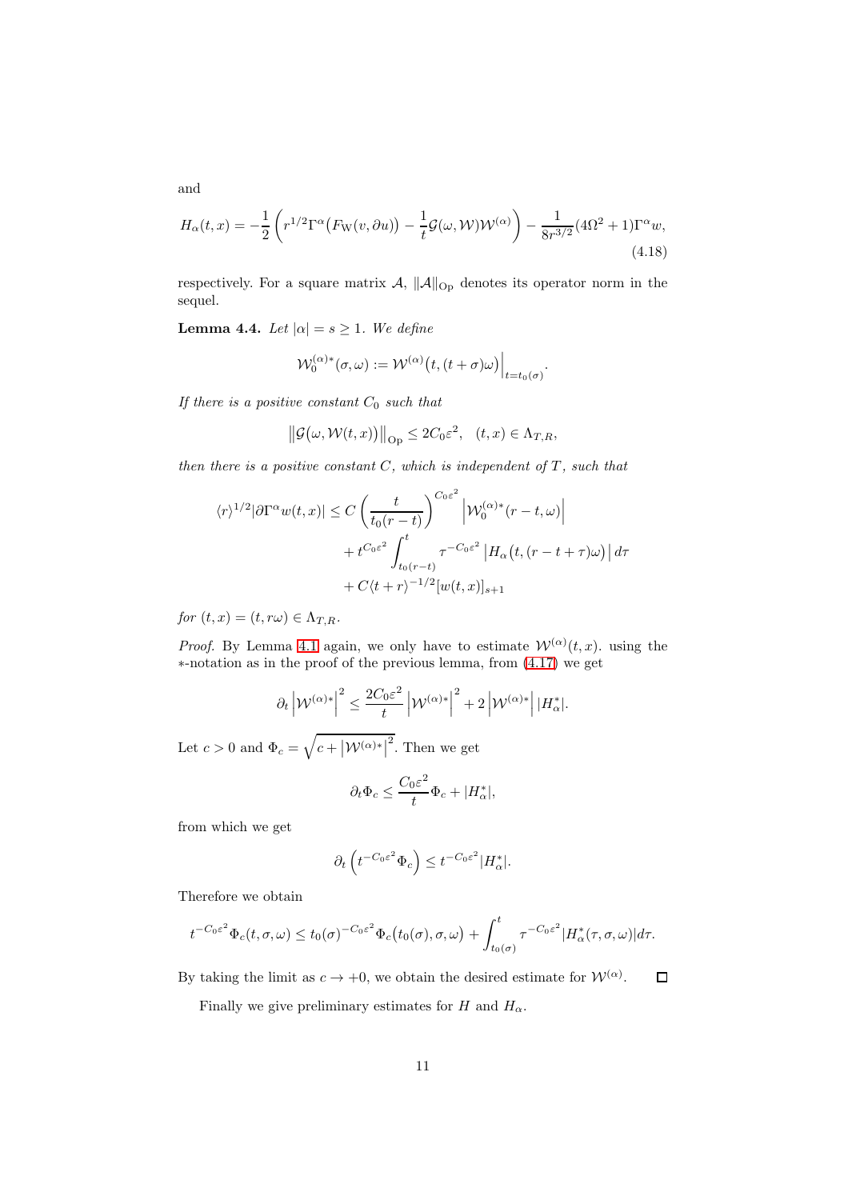and

$$H_\alpha(t,x) = -\frac{1}{2}\left(r^{1/2}\Gamma^\alpha\big(F_{\mathrm{W}}(v,\partial u)\big) - \frac{1}{t}\mathcal{G}(\omega,\mathcal{W})\mathcal{W}^{(\alpha)}\right) - \frac{1}{8r^{3/2}}(4\Omega^2+1)\Gamma^\alpha w, \tag{4.18}$$

respectively. For a square matrix $\mathcal{A}$, $\|\mathcal{A}\|_{\mathrm{Op}}$ denotes its operator norm in the sequel.

**Lemma 4.4.** *Let $|\alpha| = s \geq 1$. We define*

$$\mathcal{W}_0^{(\alpha)*}(\sigma,\omega) := \mathcal{W}^{(\alpha)}\big(t,(t+\sigma)\omega\big)\Big|_{t=t_0(\sigma)}.$$

*If there is a positive constant $C_0$ such that*

$$\big\|\mathcal{G}\big(\omega,\mathcal{W}(t,x)\big)\big\|_{\mathrm{Op}} \leq 2C_0\varepsilon^2, \quad (t,x)\in\Lambda_{T,R},$$

*then there is a positive constant $C$, which is independent of $T$, such that*

$$\begin{aligned}
\langle r\rangle^{1/2}|\partial\Gamma^\alpha w(t,x)| \leq{}& C\left(\frac{t}{t_0(r-t)}\right)^{C_0\varepsilon^2}\left|\mathcal{W}_0^{(\alpha)*}(r-t,\omega)\right| \\
&+ t^{C_0\varepsilon^2}\int_{t_0(r-t)}^{t}\tau^{-C_0\varepsilon^2}\left|H_\alpha\big(t,(r-t+\tau)\omega\big)\right|d\tau \\
&+ C\langle t+r\rangle^{-1/2}[w(t,x)]_{s+1}
\end{aligned}$$

*for $(t,x) = (t,r\omega)\in\Lambda_{T,R}$.*

*Proof.* By Lemma 4.1 again, we only have to estimate $\mathcal{W}^{(\alpha)}(t,x)$. using the $*$-notation as in the proof of the previous lemma, from (4.17) we get

$$\partial_t\left|\mathcal{W}^{(\alpha)*}\right|^2 \leq \frac{2C_0\varepsilon^2}{t}\left|\mathcal{W}^{(\alpha)*}\right|^2 + 2\left|\mathcal{W}^{(\alpha)*}\right||H_\alpha^*|.$$

Let $c>0$ and $\Phi_c = \sqrt{c+\left|\mathcal{W}^{(\alpha)*}\right|^2}$. Then we get

$$\partial_t\Phi_c \leq \frac{C_0\varepsilon^2}{t}\Phi_c + |H_\alpha^*|,$$

from which we get

$$\partial_t\left(t^{-C_0\varepsilon^2}\Phi_c\right) \leq t^{-C_0\varepsilon^2}|H_\alpha^*|.$$

Therefore we obtain

$$t^{-C_0\varepsilon^2}\Phi_c(t,\sigma,\omega) \leq t_0(\sigma)^{-C_0\varepsilon^2}\Phi_c\big(t_0(\sigma),\sigma,\omega\big) + \int_{t_0(\sigma)}^{t}\tau^{-C_0\varepsilon^2}|H_\alpha^*(\tau,\sigma,\omega)|d\tau.$$

By taking the limit as $c\to+0$, we obtain the desired estimate for $\mathcal{W}^{(\alpha)}$. ∎

Finally we give preliminary estimates for $H$ and $H_\alpha$.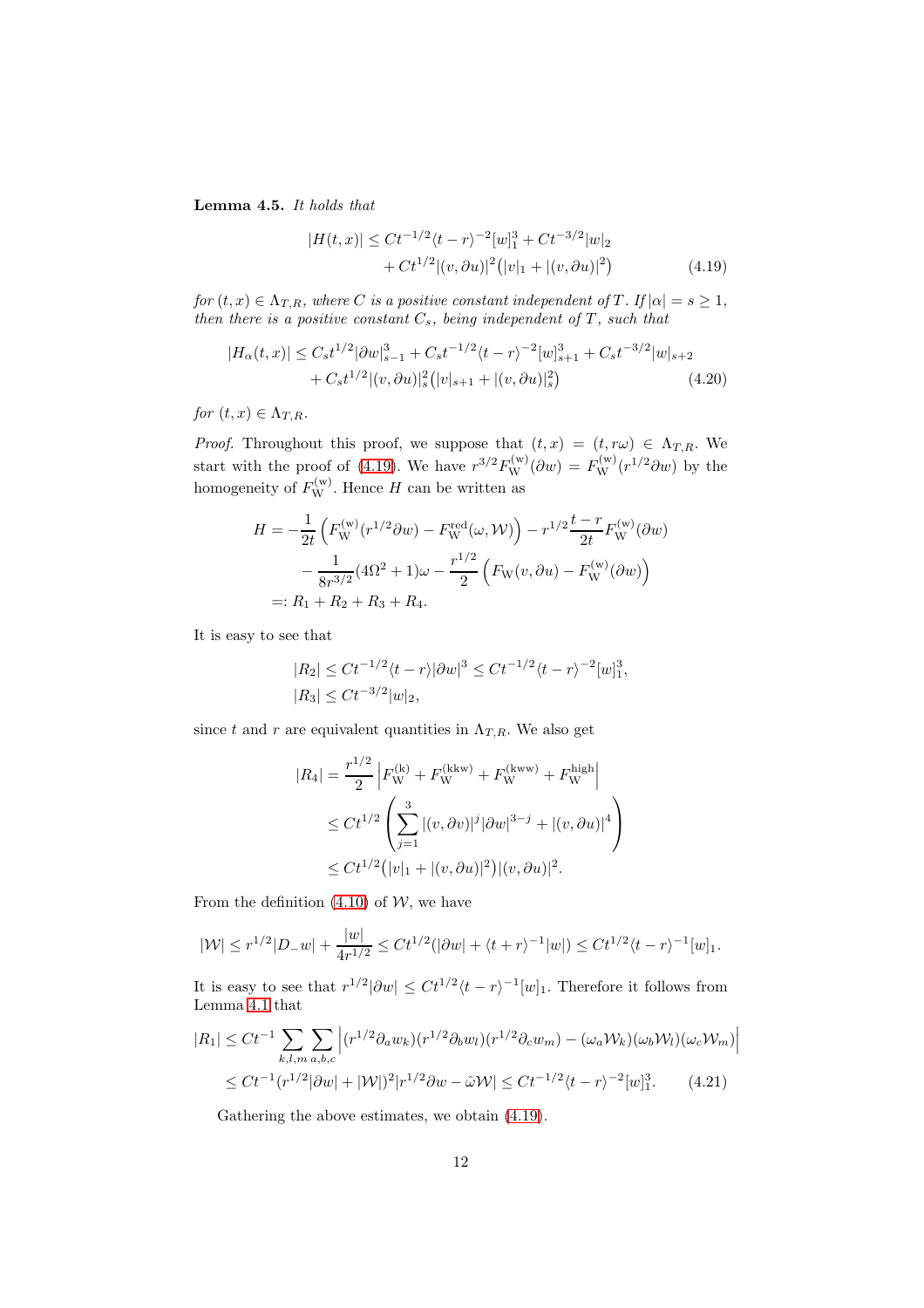**Lemma 4.5.** *It holds that*

$$
\begin{aligned}
|H(t,x)| \le{}& Ct^{-1/2}\langle t-r\rangle^{-2}[w]_1^3 + Ct^{-3/2}|w|_2 \\
&+ Ct^{1/2}|(v,\partial u)|^2\big(|v|_1 + |(v,\partial u)|^2\big)
\end{aligned}
\tag{4.19}
$$

*for $(t,x) \in \Lambda_{T,R}$, where $C$ is a positive constant independent of $T$. If $|\alpha| = s \ge 1$, then there is a positive constant $C_s$, being independent of $T$, such that*

$$
\begin{aligned}
|H_\alpha(t,x)| \le{}& C_s t^{1/2}|\partial w|_{s-1}^3 + C_s t^{-1/2}\langle t-r\rangle^{-2}[w]_{s+1}^3 + C_s t^{-3/2}|w|_{s+2} \\
&+ C_s t^{1/2}|(v,\partial u)|_s^2\big(|v|_{s+1} + |(v,\partial u)|_s^2\big)
\end{aligned}
\tag{4.20}
$$

*for $(t,x) \in \Lambda_{T,R}$.*

*Proof.* Throughout this proof, we suppose that $(t,x) = (t, r\omega) \in \Lambda_{T,R}$. We start with the proof of (4.19). We have $r^{3/2}F_{\rm W}^{(\rm w)}(\partial w) = F_{\rm W}^{(\rm w)}(r^{1/2}\partial w)$ by the homogeneity of $F_{\rm W}^{(\rm w)}$. Hence $H$ can be written as

$$
\begin{aligned}
H ={}& -\frac{1}{2t}\left(F_{\rm W}^{(\rm w)}(r^{1/2}\partial w) - F_{\rm W}^{\rm red}(\omega, \mathcal{W})\right) - r^{1/2}\frac{t-r}{2t}F_{\rm W}^{(\rm w)}(\partial w) \\
&- \frac{1}{8r^{3/2}}(4\Omega^2 + 1)\omega - \frac{r^{1/2}}{2}\left(F_{\rm W}(v,\partial u) - F_{\rm W}^{(\rm w)}(\partial w)\right) \\
=:{}& R_1 + R_2 + R_3 + R_4.
\end{aligned}
$$

It is easy to see that

$$
\begin{aligned}
&|R_2| \le Ct^{-1/2}\langle t-r\rangle|\partial w|^3 \le Ct^{-1/2}\langle t-r\rangle^{-2}[w]_1^3, \\
&|R_3| \le Ct^{-3/2}|w|_2,
\end{aligned}
$$

since $t$ and $r$ are equivalent quantities in $\Lambda_{T,R}$. We also get

$$
\begin{aligned}
|R_4| &= \frac{r^{1/2}}{2}\left|F_{\rm W}^{(\rm k)} + F_{\rm W}^{(\rm kkw)} + F_{\rm W}^{(\rm kww)} + F_{\rm W}^{\rm high}\right| \\
&\le Ct^{1/2}\left(\sum_{j=1}^{3}|(v,\partial v)|^j|\partial w|^{3-j} + |(v,\partial u)|^4\right) \\
&\le Ct^{1/2}\big(|v|_1 + |(v,\partial u)|^2\big)|(v,\partial u)|^2.
\end{aligned}
$$

From the definition (4.10) of $\mathcal{W}$, we have

$$
|\mathcal{W}| \le r^{1/2}|D_- w| + \frac{|w|}{4r^{1/2}} \le Ct^{1/2}(|\partial w| + \langle t+r\rangle^{-1}|w|) \le Ct^{1/2}\langle t-r\rangle^{-1}[w]_1.
$$

It is easy to see that $r^{1/2}|\partial w| \le Ct^{1/2}\langle t-r\rangle^{-1}[w]_1$. Therefore it follows from Lemma 4.1 that

$$
\begin{aligned}
|R_1| &\le Ct^{-1}\sum_{k,l,m}\sum_{a,b,c}\left|(r^{1/2}\partial_a w_k)(r^{1/2}\partial_b w_l)(r^{1/2}\partial_c w_m) - (\omega_a\mathcal{W}_k)(\omega_b\mathcal{W}_l)(\omega_c\mathcal{W}_m)\right| \\
&\le Ct^{-1}(r^{1/2}|\partial w| + |\mathcal{W}|)^2|r^{1/2}\partial w - \hat{\omega}\mathcal{W}| \le Ct^{-1/2}\langle t-r\rangle^{-2}[w]_1^3.
\end{aligned}
\tag{4.21}
$$

Gathering the above estimates, we obtain (4.19).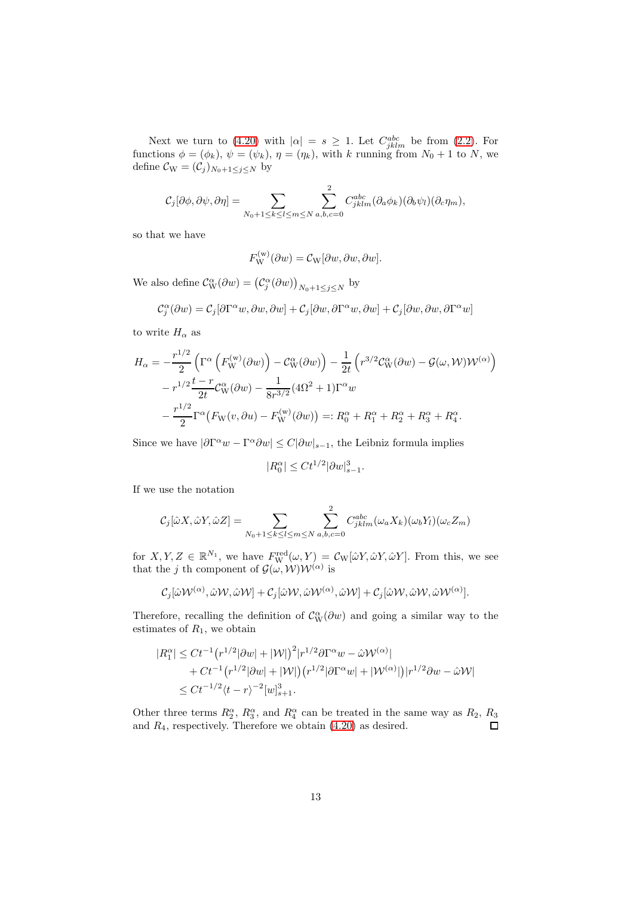Next we turn to (4.20) with $|\alpha| = s \geq 1$. Let $C_{jklm}^{abc}$ be from (2.2). For functions $\phi = (\phi_k)$, $\psi = (\psi_k)$, $\eta = (\eta_k)$, with $k$ running from $N_0+1$ to $N$, we define $\mathcal{C}_{\rm W} = (\mathcal{C}_j)_{N_0+1 \leq j \leq N}$ by

$$
\mathcal{C}_j[\partial\phi, \partial\psi, \partial\eta] = \sum_{N_0+1 \leq k \leq l \leq m \leq N} \sum_{a,b,c=0}^{2} C_{jklm}^{abc} (\partial_a \phi_k)(\partial_b \psi_l)(\partial_c \eta_m),
$$

so that we have

$$
F_{\rm W}^{(\rm w)}(\partial w) = \mathcal{C}_{\rm W}[\partial w, \partial w, \partial w].
$$

We also define $\mathcal{C}_{\rm W}^{\alpha}(\partial w) = \left(\mathcal{C}_j^{\alpha}(\partial w)\right)_{N_0+1 \leq j \leq N}$ by

$$
\mathcal{C}_j^{\alpha}(\partial w) = \mathcal{C}_j[\partial \Gamma^\alpha w, \partial w, \partial w] + \mathcal{C}_j[\partial w, \partial \Gamma^\alpha w, \partial w] + \mathcal{C}_j[\partial w, \partial w, \partial \Gamma^\alpha w]
$$

to write $H_\alpha$ as

$$
\begin{aligned}
H_\alpha = & -\frac{r^{1/2}}{2}\left(\Gamma^\alpha\left(F_{\rm W}^{(\rm w)}(\partial w)\right) - \mathcal{C}_{\rm W}^{\alpha}(\partial w)\right) - \frac{1}{2t}\left(r^{3/2}\mathcal{C}_{\rm W}^{\alpha}(\partial w) - \mathcal{G}(\omega, \mathcal{W})\mathcal{W}^{(\alpha)}\right) \\
& - r^{1/2}\frac{t-r}{2t}\mathcal{C}_{\rm W}^{\alpha}(\partial w) - \frac{1}{8r^{3/2}}(4\Omega^2+1)\Gamma^\alpha w \\
& - \frac{r^{1/2}}{2}\Gamma^\alpha\big(F_{\rm W}(v, \partial u) - F_{\rm W}^{(\rm w)}(\partial w)\big) =: R_0^\alpha + R_1^\alpha + R_2^\alpha + R_3^\alpha + R_4^\alpha.
\end{aligned}
$$

Since we have $|\partial \Gamma^\alpha w - \Gamma^\alpha \partial w| \leq C|\partial w|_{s-1}$, the Leibniz formula implies

$$
|R_0^\alpha| \leq C t^{1/2} |\partial w|_{s-1}^3.
$$

If we use the notation

$$
\mathcal{C}_j[\hat{\omega}X, \hat{\omega}Y, \hat{\omega}Z] = \sum_{N_0+1 \leq k \leq l \leq m \leq N} \sum_{a,b,c=0}^{2} C_{jklm}^{abc} (\omega_a X_k)(\omega_b Y_l)(\omega_c Z_m)
$$

for $X, Y, Z \in \mathbb{R}^{N_1}$, we have $F_{\rm W}^{\rm red}(\omega, Y) = \mathcal{C}_{\rm W}[\hat{\omega}Y, \hat{\omega}Y, \hat{\omega}Y]$. From this, we see that the $j$ th component of $\mathcal{G}(\omega, \mathcal{W})\mathcal{W}^{(\alpha)}$ is

$$
\mathcal{C}_j[\hat{\omega}\mathcal{W}^{(\alpha)}, \hat{\omega}\mathcal{W}, \hat{\omega}\mathcal{W}] + \mathcal{C}_j[\hat{\omega}\mathcal{W}, \hat{\omega}\mathcal{W}^{(\alpha)}, \hat{\omega}\mathcal{W}] + \mathcal{C}_j[\hat{\omega}\mathcal{W}, \hat{\omega}\mathcal{W}, \hat{\omega}\mathcal{W}^{(\alpha)}].
$$

Therefore, recalling the definition of $\mathcal{C}_{\rm W}^{\alpha}(\partial w)$ and going a similar way to the estimates of $R_1$, we obtain

$$
\begin{aligned}
|R_1^\alpha| \leq & \, C t^{-1}\big(r^{1/2}|\partial w| + |\mathcal{W}|\big)^2 |r^{1/2}\partial \Gamma^\alpha w - \hat{\omega}\mathcal{W}^{(\alpha)}| \\
& + C t^{-1}\big(r^{1/2}|\partial w| + |\mathcal{W}|\big)\big(r^{1/2}|\partial \Gamma^\alpha w| + |\mathcal{W}^{(\alpha)}|\big)|r^{1/2}\partial w - \hat{\omega}\mathcal{W}| \\
\leq & \, C t^{-1/2}\langle t-r\rangle^{-2}[w]_{s+1}^3.
\end{aligned}
$$

Other three terms $R_2^\alpha$, $R_3^\alpha$, and $R_4^\alpha$ can be treated in the same way as $R_2$, $R_3$ and $R_4$, respectively. Therefore we obtain (4.20) as desired. □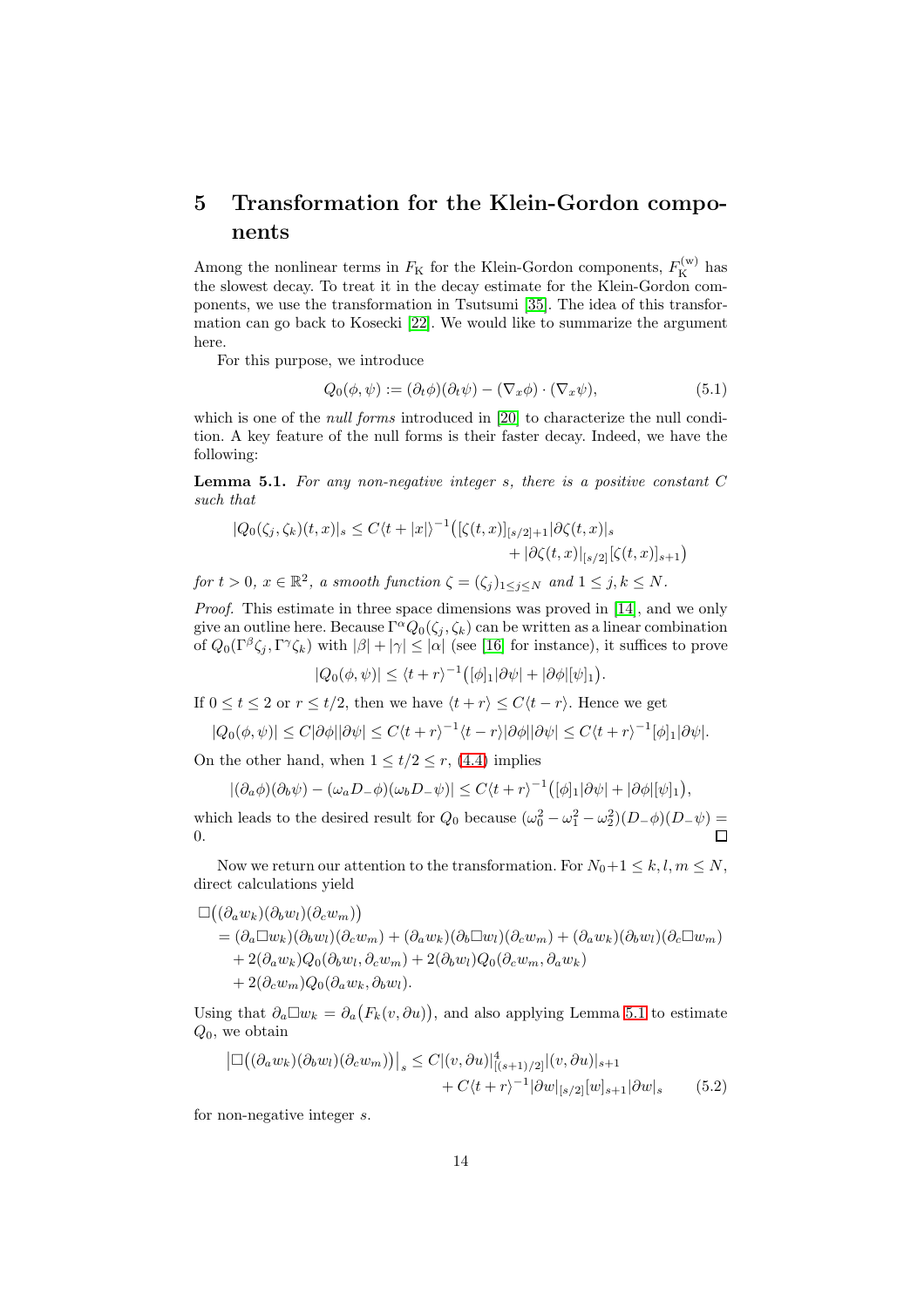# 5 Transformation for the Klein-Gordon components

Among the nonlinear terms in $F_{\rm K}$ for the Klein-Gordon components, $F_{\rm K}^{(\rm w)}$ has the slowest decay. To treat it in the decay estimate for the Klein-Gordon components, we use the transformation in Tsutsumi [35]. The idea of this transformation can go back to Kosecki [22]. We would like to summarize the argument here.

For this purpose, we introduce

$$Q_0(\phi, \psi) := (\partial_t \phi)(\partial_t \psi) - (\nabla_x \phi) \cdot (\nabla_x \psi), \tag{5.1}$$

which is one of the *null forms* introduced in [20] to characterize the null condition. A key feature of the null forms is their faster decay. Indeed, we have the following:

**Lemma 5.1.** *For any non-negative integer $s$, there is a positive constant $C$ such that*

$$|Q_0(\zeta_j, \zeta_k)(t,x)|_s \le C\langle t+|x|\rangle^{-1}\big([\zeta(t,x)]_{[s/2]+1}|\partial\zeta(t,x)|_s + |\partial\zeta(t,x)|_{[s/2]}[\zeta(t,x)]_{s+1}\big)$$

*for $t>0$, $x\in\mathbb{R}^2$, a smooth function $\zeta=(\zeta_j)_{1\le j\le N}$ and $1\le j,k\le N$.*

*Proof.* This estimate in three space dimensions was proved in [14], and we only give an outline here. Because $\Gamma^\alpha Q_0(\zeta_j,\zeta_k)$ can be written as a linear combination of $Q_0(\Gamma^\beta\zeta_j, \Gamma^\gamma\zeta_k)$ with $|\beta|+|\gamma|\le|\alpha|$ (see [16] for instance), it suffices to prove

$$|Q_0(\phi,\psi)| \le \langle t+r\rangle^{-1}\big([\phi]_1|\partial\psi| + |\partial\phi|[\psi]_1\big).$$

If $0\le t\le 2$ or $r\le t/2$, then we have $\langle t+r\rangle \le C\langle t-r\rangle$. Hence we get

$$|Q_0(\phi,\psi)| \le C|\partial\phi||\partial\psi| \le C\langle t+r\rangle^{-1}\langle t-r\rangle|\partial\phi||\partial\psi| \le C\langle t+r\rangle^{-1}[\phi]_1|\partial\psi|.$$

On the other hand, when $1\le t/2\le r$, (4.4) implies

$$|(\partial_a\phi)(\partial_b\psi) - (\omega_a D_-\phi)(\omega_b D_-\psi)| \le C\langle t+r\rangle^{-1}\big([\phi]_1|\partial\psi| + |\partial\phi|[\psi]_1\big),$$

which leads to the desired result for $Q_0$ because $(\omega_0^2-\omega_1^2-\omega_2^2)(D_-\phi)(D_-\psi) = 0$. ∎

Now we return our attention to the transformation. For $N_0+1\le k,l,m\le N$, direct calculations yield

$$\begin{aligned}
&\Box\big((\partial_a w_k)(\partial_b w_l)(\partial_c w_m)\big)\\
&\quad= (\partial_a\Box w_k)(\partial_b w_l)(\partial_c w_m) + (\partial_a w_k)(\partial_b\Box w_l)(\partial_c w_m) + (\partial_a w_k)(\partial_b w_l)(\partial_c\Box w_m)\\
&\qquad + 2(\partial_a w_k)Q_0(\partial_b w_l, \partial_c w_m) + 2(\partial_b w_l)Q_0(\partial_c w_m, \partial_a w_k)\\
&\qquad + 2(\partial_c w_m)Q_0(\partial_a w_k, \partial_b w_l).
\end{aligned}$$

Using that $\partial_a\Box w_k = \partial_a\big(F_k(v,\partial u)\big)$, and also applying Lemma 5.1 to estimate $Q_0$, we obtain

$$\begin{aligned}\big|\Box\big((\partial_a w_k)(\partial_b w_l)(\partial_c w_m)\big)\big|_s \le{}& C|(v,\partial u)|^4_{[(s+1)/2]}|(v,\partial u)|_{s+1}\\
&+ C\langle t+r\rangle^{-1}|\partial w|_{[s/2]}[w]_{s+1}|\partial w|_s\end{aligned} \tag{5.2}$$

for non-negative integer $s$.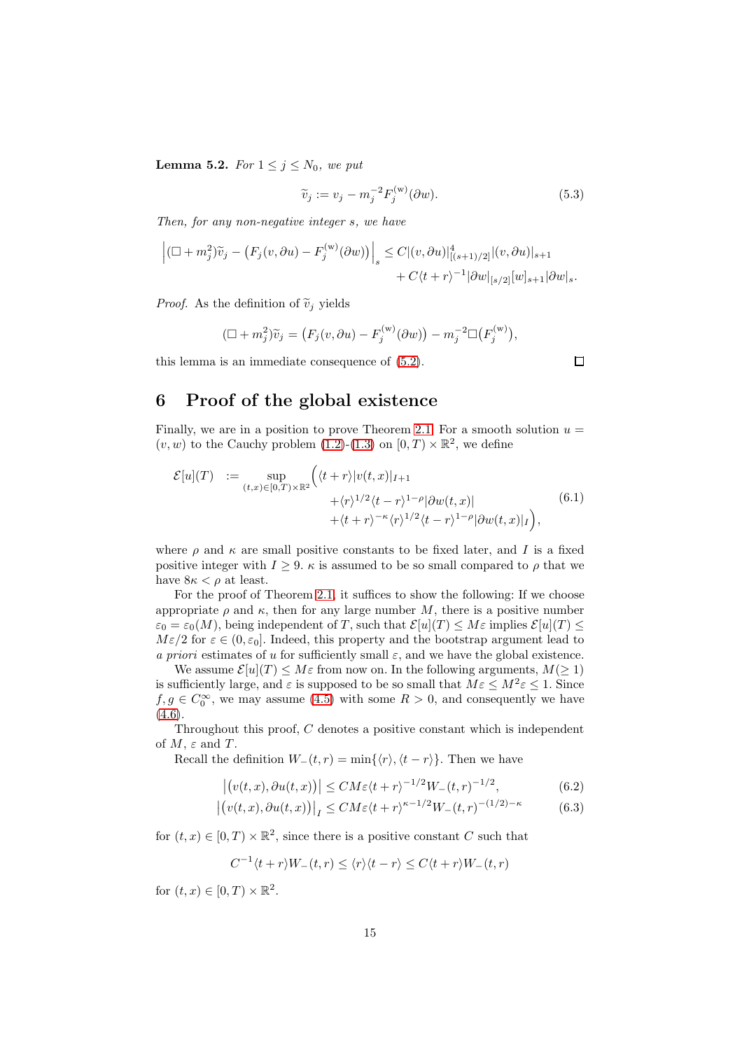**Lemma 5.2.** *For $1 \le j \le N_0$, we put*

$$\widetilde{v}_j := v_j - m_j^{-2} F_j^{(\mathrm{w})}(\partial w). \tag{5.3}$$

*Then, for any non-negative integer $s$, we have*

$$\begin{aligned}\Big|(\Box + m_j^2)\widetilde{v}_j - \big(F_j(v, \partial u) - F_j^{(\mathrm{w})}(\partial w)\big)\Big|_s \le{}& C|(v, \partial u)|_{[(s+1)/2]}^4 |(v, \partial u)|_{s+1} \\ &+ C\langle t + r\rangle^{-1} |\partial w|_{[s/2]} [w]_{s+1} |\partial w|_s.\end{aligned}$$

*Proof.* As the definition of $\widetilde{v}_j$ yields

$$(\Box + m_j^2)\widetilde{v}_j = \big(F_j(v, \partial u) - F_j^{(\mathrm{w})}(\partial w)\big) - m_j^{-2} \Box\big(F_j^{(\mathrm{w})}\big),$$

this lemma is an immediate consequence of (5.2). $\square$

# 6 Proof of the global existence

Finally, we are in a position to prove Theorem 2.1. For a smooth solution $u = (v, w)$ to the Cauchy problem (1.2)-(1.3) on $[0, T) \times \mathbb{R}^2$, we define

$$\begin{aligned}\mathcal{E}[u](T) \quad := \sup_{(t,x)\in[0,T)\times\mathbb{R}^2} \Big( &\langle t + r\rangle |v(t, x)|_{I+1} \\ &+ \langle r\rangle^{1/2} \langle t - r\rangle^{1-\rho} |\partial w(t, x)| \\ &+ \langle t + r\rangle^{-\kappa} \langle r\rangle^{1/2} \langle t - r\rangle^{1-\rho} |\partial w(t, x)|_I \Big),\end{aligned} \tag{6.1}$$

where $\rho$ and $\kappa$ are small positive constants to be fixed later, and $I$ is a fixed positive integer with $I \ge 9$. $\kappa$ is assumed to be so small compared to $\rho$ that we have $8\kappa < \rho$ at least.

For the proof of Theorem 2.1, it suffices to show the following: If we choose appropriate $\rho$ and $\kappa$, then for any large number $M$, there is a positive number $\varepsilon_0 = \varepsilon_0(M)$, being independent of $T$, such that $\mathcal{E}[u](T) \le M\varepsilon$ implies $\mathcal{E}[u](T) \le M\varepsilon/2$ for $\varepsilon \in (0, \varepsilon_0]$. Indeed, this property and the bootstrap argument lead to *a priori* estimates of $u$ for sufficiently small $\varepsilon$, and we have the global existence.

We assume $\mathcal{E}[u](T) \le M\varepsilon$ from now on. In the following arguments, $M (\ge 1)$ is sufficiently large, and $\varepsilon$ is supposed to be so small that $M\varepsilon \le M^2\varepsilon \le 1$. Since $f, g \in C_0^\infty$, we may assume (4.5) with some $R > 0$, and consequently we have (4.6).

Throughout this proof, $C$ denotes a positive constant which is independent of $M$, $\varepsilon$ and $T$.

Recall the definition $W_-(t, r) = \min\{\langle r\rangle, \langle t - r\rangle\}$. Then we have

$$\big|\big(v(t, x), \partial u(t, x)\big)\big| \le CM\varepsilon \langle t + r\rangle^{-1/2} W_-(t, r)^{-1/2}, \tag{6.2}$$

$$\big|\big(v(t, x), \partial u(t, x)\big)\big|_I \le CM\varepsilon \langle t + r\rangle^{\kappa - 1/2} W_-(t, r)^{-(1/2) - \kappa} \tag{6.3}$$

for $(t, x) \in [0, T) \times \mathbb{R}^2$, since there is a positive constant $C$ such that

$$C^{-1} \langle t + r\rangle W_-(t, r) \le \langle r\rangle \langle t - r\rangle \le C \langle t + r\rangle W_-(t, r)$$

for $(t, x) \in [0, T) \times \mathbb{R}^2$.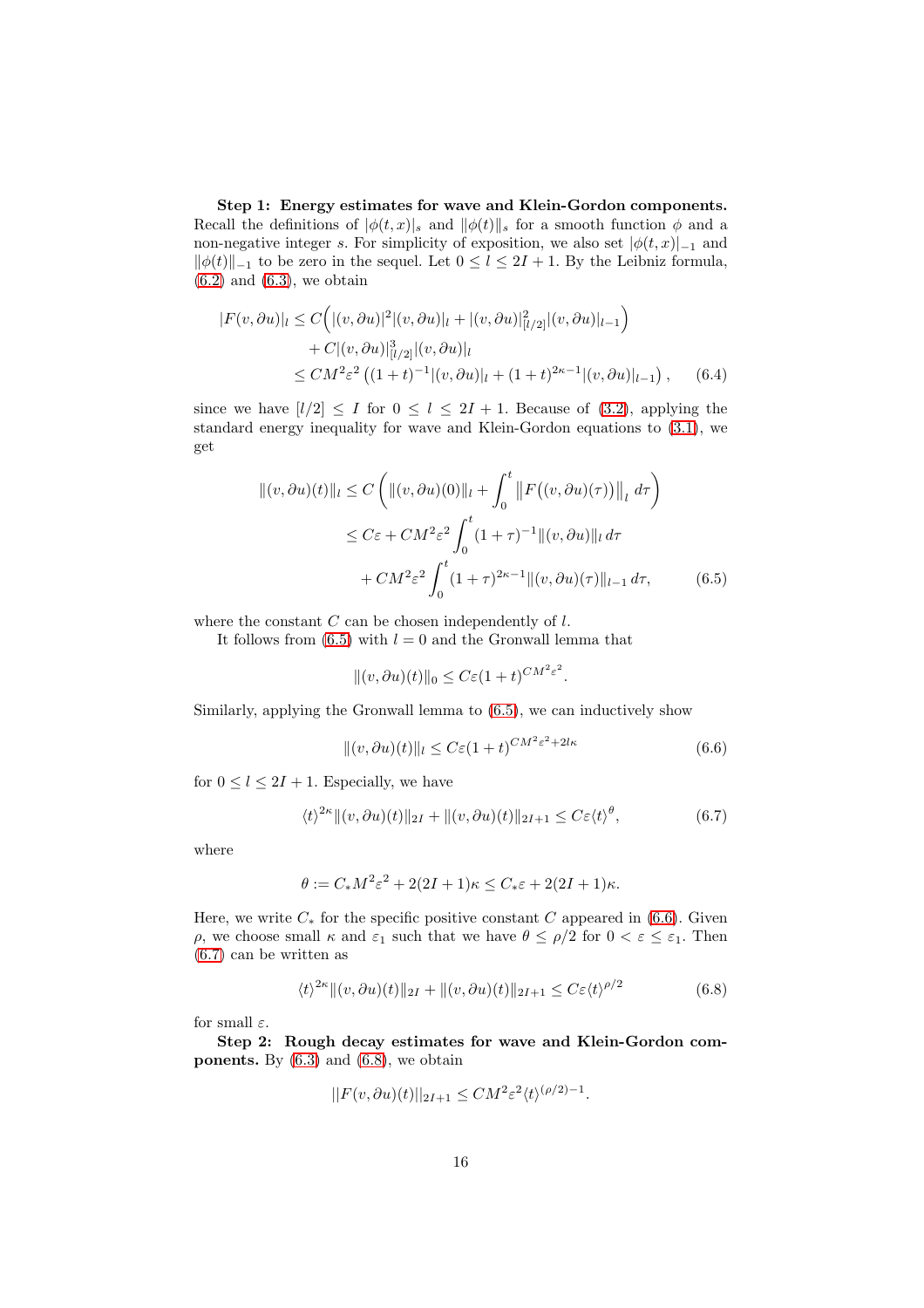**Step 1: Energy estimates for wave and Klein-Gordon components.** Recall the definitions of $|\phi(t,x)|_s$ and $\|\phi(t)\|_s$ for a smooth function $\phi$ and a non-negative integer $s$. For simplicity of exposition, we also set $|\phi(t,x)|_{-1}$ and $\|\phi(t)\|_{-1}$ to be zero in the sequel. Let $0 \le l \le 2I+1$. By the Leibniz formula, (6.2) and (6.3), we obtain

$$
\begin{aligned}
|F(v,\partial u)|_l &\le C\Big(|(v,\partial u)|^2|(v,\partial u)|_l + |(v,\partial u)|^2_{[l/2]}|(v,\partial u)|_{l-1}\Big) \\
&\quad + C|(v,\partial u)|^3_{[l/2]}|(v,\partial u)|_l \\
&\le CM^2\varepsilon^2\left((1+t)^{-1}|(v,\partial u)|_l + (1+t)^{2\kappa-1}|(v,\partial u)|_{l-1}\right), \qquad (6.4)
\end{aligned}
$$

since we have $[l/2] \le I$ for $0 \le l \le 2I+1$. Because of (3.2), applying the standard energy inequality for wave and Klein-Gordon equations to (3.1), we get

$$
\begin{aligned}
\|(v,\partial u)(t)\|_l &\le C\left(\|(v,\partial u)(0)\|_l + \int_0^t \big\|F\big((v,\partial u)(\tau)\big)\big\|_l\,d\tau\right) \\
&\le C\varepsilon + CM^2\varepsilon^2\int_0^t (1+\tau)^{-1}\|(v,\partial u)\|_l\,d\tau \\
&\quad + CM^2\varepsilon^2\int_0^t (1+\tau)^{2\kappa-1}\|(v,\partial u)(\tau)\|_{l-1}\,d\tau, \qquad (6.5)
\end{aligned}
$$

where the constant $C$ can be chosen independently of $l$.

It follows from (6.5) with $l=0$ and the Gronwall lemma that

$$
\|(v,\partial u)(t)\|_0 \le C\varepsilon(1+t)^{CM^2\varepsilon^2}.
$$

Similarly, applying the Gronwall lemma to (6.5), we can inductively show

$$
\|(v,\partial u)(t)\|_l \le C\varepsilon(1+t)^{CM^2\varepsilon^2+2l\kappa} \qquad (6.6)
$$

for $0 \le l \le 2I+1$. Especially, we have

$$
\langle t\rangle^{2\kappa}\|(v,\partial u)(t)\|_{2I} + \|(v,\partial u)(t)\|_{2I+1} \le C\varepsilon\langle t\rangle^{\theta}, \qquad (6.7)
$$

where

$$
\theta := C_*M^2\varepsilon^2 + 2(2I+1)\kappa \le C_*\varepsilon + 2(2I+1)\kappa.
$$

Here, we write $C_*$ for the specific positive constant $C$ appeared in (6.6). Given $\rho$, we choose small $\kappa$ and $\varepsilon_1$ such that we have $\theta \le \rho/2$ for $0 < \varepsilon \le \varepsilon_1$. Then (6.7) can be written as

$$
\langle t\rangle^{2\kappa}\|(v,\partial u)(t)\|_{2I} + \|(v,\partial u)(t)\|_{2I+1} \le C\varepsilon\langle t\rangle^{\rho/2} \qquad (6.8)
$$

for small $\varepsilon$.

**Step 2: Rough decay estimates for wave and Klein-Gordon components.** By (6.3) and (6.8), we obtain

$$
\|F(v,\partial u)(t)\|_{2I+1} \le CM^2\varepsilon^2\langle t\rangle^{(\rho/2)-1}.
$$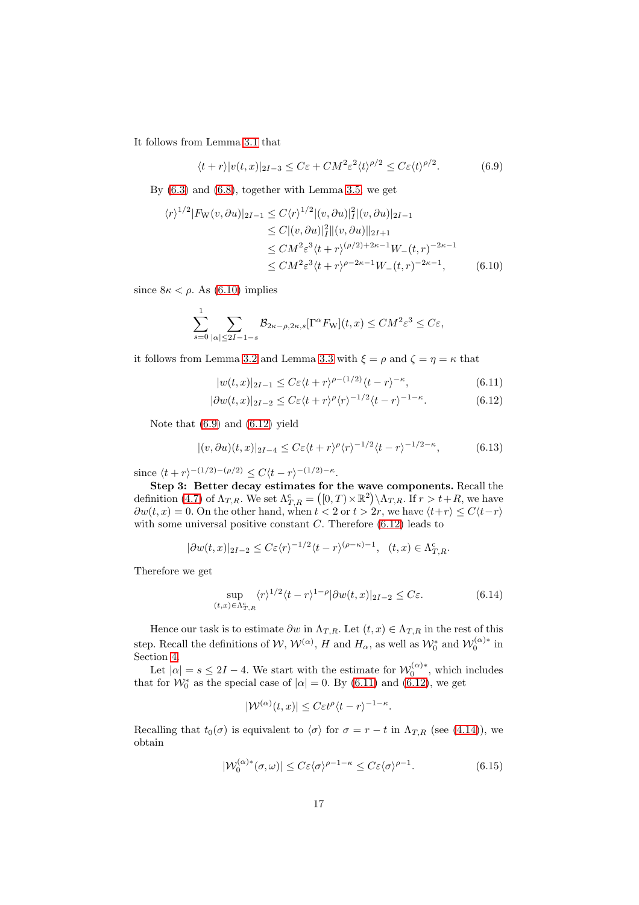It follows from Lemma 3.1 that

$$\langle t+r\rangle |v(t,x)|_{2I-3} \le C\varepsilon + CM^2\varepsilon^2 \langle t\rangle^{\rho/2} \le C\varepsilon \langle t\rangle^{\rho/2}. \tag{6.9}$$

By (6.3) and (6.8), together with Lemma 3.5, we get

$$\begin{aligned}
\langle r\rangle^{1/2} |F_{\mathrm{W}}(v,\partial u)|_{2I-1} &\le C\langle r\rangle^{1/2} |(v,\partial u)|_I^2 |(v,\partial u)|_{2I-1} \\
&\le C|(v,\partial u)|_I^2 \|(v,\partial u)\|_{2I+1} \\
&\le CM^2\varepsilon^3 \langle t+r\rangle^{(\rho/2)+2\kappa-1} W_-(t,r)^{-2\kappa-1} \\
&\le CM^2\varepsilon^3 \langle t+r\rangle^{\rho-2\kappa-1} W_-(t,r)^{-2\kappa-1},
\end{aligned} \tag{6.10}$$

since $8\kappa < \rho$. As (6.10) implies

$$\sum_{s=0}^{1} \sum_{|\alpha|\le 2I-1-s} \mathcal{B}_{2\kappa-\rho,2\kappa,s}[\Gamma^\alpha F_{\mathrm{W}}](t,x) \le CM^2\varepsilon^3 \le C\varepsilon,$$

it follows from Lemma 3.2 and Lemma 3.3 with $\xi=\rho$ and $\zeta=\eta=\kappa$ that

$$|w(t,x)|_{2I-1} \le C\varepsilon \langle t+r\rangle^{\rho-(1/2)} \langle t-r\rangle^{-\kappa}, \tag{6.11}$$

$$|\partial w(t,x)|_{2I-2} \le C\varepsilon \langle t+r\rangle^{\rho} \langle r\rangle^{-1/2} \langle t-r\rangle^{-1-\kappa}. \tag{6.12}$$

Note that (6.9) and (6.12) yield

$$|(v,\partial u)(t,x)|_{2I-4} \le C\varepsilon \langle t+r\rangle^{\rho} \langle r\rangle^{-1/2} \langle t-r\rangle^{-1/2-\kappa}, \tag{6.13}$$

since $\langle t+r\rangle^{-(1/2)-(\rho/2)} \le C\langle t-r\rangle^{-(1/2)-\kappa}$.

**Step 3: Better decay estimates for the wave components.** Recall the definition (4.7) of $\Lambda_{T,R}$. We set $\Lambda_{T,R}^{\mathrm{c}} = \big([0,T)\times\mathbb{R}^2\big)\setminus\Lambda_{T,R}$. If $r>t+R$, we have $\partial w(t,x)=0$. On the other hand, when $t<2$ or $t>2r$, we have $\langle t+r\rangle \le C\langle t-r\rangle$ with some universal positive constant $C$. Therefore (6.12) leads to

$$|\partial w(t,x)|_{2I-2} \le C\varepsilon \langle r\rangle^{-1/2} \langle t-r\rangle^{(\rho-\kappa)-1}, \quad (t,x)\in \Lambda_{T,R}^{\mathrm{c}}.$$

Therefore we get

$$\sup_{(t,x)\in\Lambda_{T,R}^{\mathrm{c}}} \langle r\rangle^{1/2} \langle t-r\rangle^{1-\rho} |\partial w(t,x)|_{2I-2} \le C\varepsilon. \tag{6.14}$$

Hence our task is to estimate $\partial w$ in $\Lambda_{T,R}$. Let $(t,x)\in\Lambda_{T,R}$ in the rest of this step. Recall the definitions of $\mathcal{W}$, $\mathcal{W}^{(\alpha)}$, $H$ and $H_\alpha$, as well as $\mathcal{W}_0^*$ and $\mathcal{W}_0^{(\alpha)*}$ in Section 4.

Let $|\alpha| = s \le 2I-4$. We start with the estimate for $\mathcal{W}_0^{(\alpha)*}$, which includes that for $\mathcal{W}_0^*$ as the special case of $|\alpha|=0$. By (6.11) and (6.12), we get

$$|\mathcal{W}^{(\alpha)}(t,x)| \le C\varepsilon t^{\rho} \langle t-r\rangle^{-1-\kappa}.$$

Recalling that $t_0(\sigma)$ is equivalent to $\langle\sigma\rangle$ for $\sigma=r-t$ in $\Lambda_{T,R}$ (see (4.14)), we obtain

$$|\mathcal{W}_0^{(\alpha)*}(\sigma,\omega)| \le C\varepsilon \langle\sigma\rangle^{\rho-1-\kappa} \le C\varepsilon\langle\sigma\rangle^{\rho-1}. \tag{6.15}$$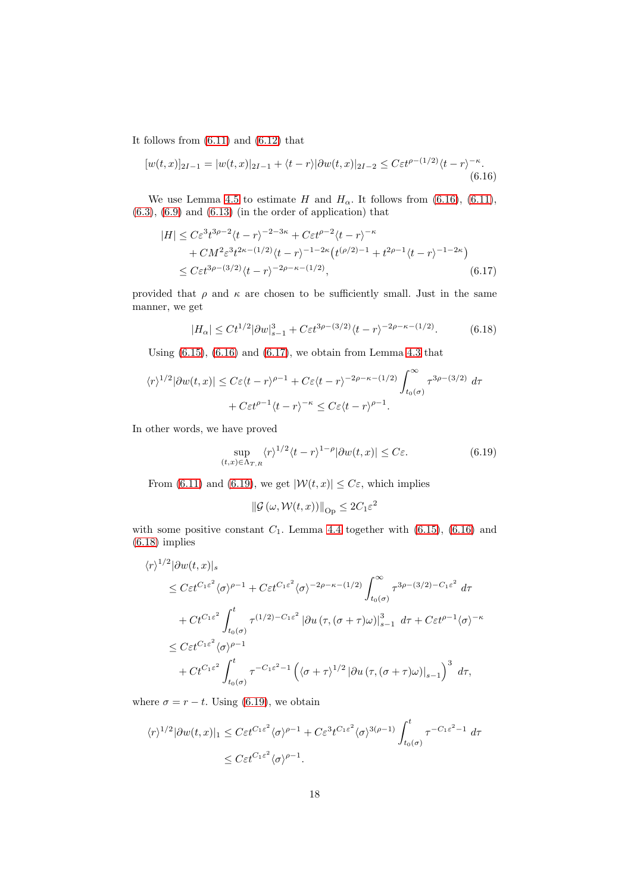It follows from (6.11) and (6.12) that

$$[w(t,x)]_{2I-1} = |w(t,x)|_{2I-1} + \langle t-r\rangle |\partial w(t,x)|_{2I-2} \le C\varepsilon t^{\rho-(1/2)}\langle t-r\rangle^{-\kappa}. \tag{6.16}$$

We use Lemma 4.5 to estimate $H$ and $H_\alpha$. It follows from (6.16), (6.11), (6.3), (6.9) and (6.13) (in the order of application) that

$$\begin{aligned}
|H| &\le C\varepsilon^3 t^{3\rho-2}\langle t-r\rangle^{-2-3\kappa} + C\varepsilon t^{\rho-2}\langle t-r\rangle^{-\kappa} \\
&\quad + CM^2\varepsilon^3 t^{2\kappa-(1/2)}\langle t-r\rangle^{-1-2\kappa}\left(t^{(\rho/2)-1} + t^{2\rho-1}\langle t-r\rangle^{-1-2\kappa}\right) \\
&\le C\varepsilon t^{3\rho-(3/2)}\langle t-r\rangle^{-2\rho-\kappa-(1/2)},
\end{aligned} \tag{6.17}$$

provided that $\rho$ and $\kappa$ are chosen to be sufficiently small. Just in the same manner, we get

$$|H_\alpha| \le Ct^{1/2}|\partial w|_{s-1}^3 + C\varepsilon t^{3\rho-(3/2)}\langle t-r\rangle^{-2\rho-\kappa-(1/2)}. \tag{6.18}$$

Using (6.15), (6.16) and (6.17), we obtain from Lemma 4.3 that

$$\begin{aligned}
\langle r\rangle^{1/2}|\partial w(t,x)| &\le C\varepsilon\langle t-r\rangle^{\rho-1} + C\varepsilon\langle t-r\rangle^{-2\rho-\kappa-(1/2)}\int_{t_0(\sigma)}^\infty \tau^{3\rho-(3/2)}\, d\tau \\
&\quad + C\varepsilon t^{\rho-1}\langle t-r\rangle^{-\kappa} \le C\varepsilon\langle t-r\rangle^{\rho-1}.
\end{aligned}$$

In other words, we have proved

$$\sup_{(t,x)\in\Lambda_{T,R}} \langle r\rangle^{1/2}\langle t-r\rangle^{1-\rho}|\partial w(t,x)| \le C\varepsilon. \tag{6.19}$$

From (6.11) and (6.19), we get $|\mathcal{W}(t,x)| \le C\varepsilon$, which implies

$$\|\mathcal{G}(\omega, \mathcal{W}(t,x))\|_{\mathrm{Op}} \le 2C_1\varepsilon^2$$

with some positive constant $C_1$. Lemma 4.4 together with (6.15), (6.16) and (6.18) implies

$$\begin{aligned}
&\langle r\rangle^{1/2}|\partial w(t,x)|_s \\
&\quad \le C\varepsilon t^{C_1\varepsilon^2}\langle\sigma\rangle^{\rho-1} + C\varepsilon t^{C_1\varepsilon^2}\langle\sigma\rangle^{-2\rho-\kappa-(1/2)}\int_{t_0(\sigma)}^\infty \tau^{3\rho-(3/2)-C_1\varepsilon^2}\, d\tau \\
&\quad\quad + Ct^{C_1\varepsilon^2}\int_{t_0(\sigma)}^t \tau^{(1/2)-C_1\varepsilon^2}\left|\partial u\left(\tau,(\sigma+\tau)\omega\right)\right|_{s-1}^3\, d\tau + C\varepsilon t^{\rho-1}\langle\sigma\rangle^{-\kappa} \\
&\quad \le C\varepsilon t^{C_1\varepsilon^2}\langle\sigma\rangle^{\rho-1} \\
&\quad\quad + Ct^{C_1\varepsilon^2}\int_{t_0(\sigma)}^t \tau^{-C_1\varepsilon^2-1}\left(\langle\sigma+\tau\rangle^{1/2}\left|\partial u\left(\tau,(\sigma+\tau)\omega\right)\right|_{s-1}\right)^3\, d\tau,
\end{aligned}$$

where $\sigma = r-t$. Using (6.19), we obtain

$$\begin{aligned}
\langle r\rangle^{1/2}|\partial w(t,x)|_1 &\le C\varepsilon t^{C_1\varepsilon^2}\langle\sigma\rangle^{\rho-1} + C\varepsilon^3 t^{C_1\varepsilon^2}\langle\sigma\rangle^{3(\rho-1)}\int_{t_0(\sigma)}^t \tau^{-C_1\varepsilon^2-1}\, d\tau \\
&\le C\varepsilon t^{C_1\varepsilon^2}\langle\sigma\rangle^{\rho-1}.
\end{aligned}$$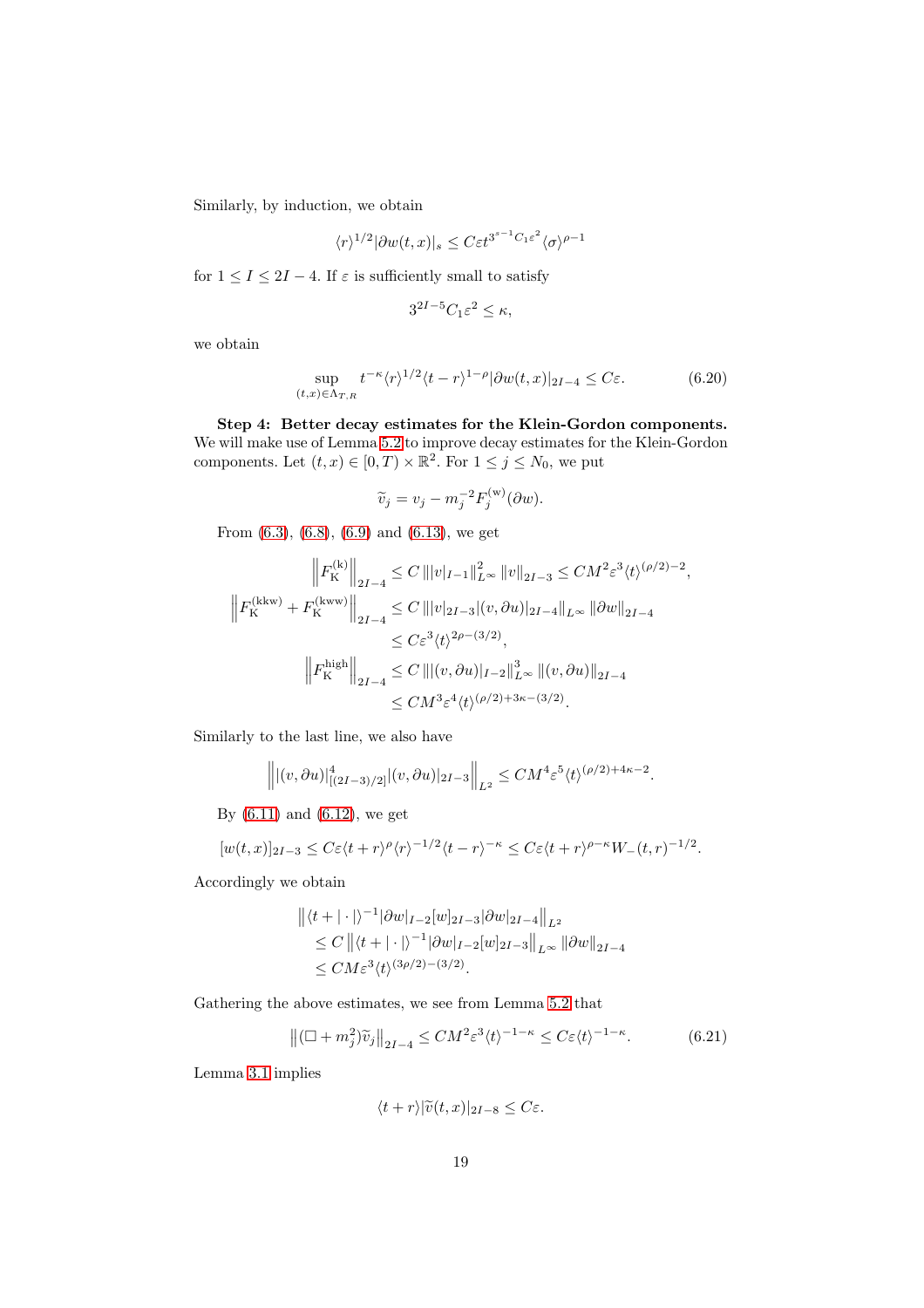Similarly, by induction, we obtain

$$\langle r\rangle^{1/2}|\partial w(t,x)|_s \le C\varepsilon t^{3^{s-1}C_1\varepsilon^2}\langle\sigma\rangle^{\rho-1}$$

for $1 \le I \le 2I-4$. If $\varepsilon$ is sufficiently small to satisfy

$$3^{2I-5}C_1\varepsilon^2 \le \kappa,$$

we obtain

$$\sup_{(t,x)\in\Lambda_{T,R}} t^{-\kappa}\langle r\rangle^{1/2}\langle t-r\rangle^{1-\rho}|\partial w(t,x)|_{2I-4} \le C\varepsilon. \tag{6.20}$$

**Step 4: Better decay estimates for the Klein-Gordon components.** We will make use of Lemma 5.2 to improve decay estimates for the Klein-Gordon components. Let $(t,x) \in [0,T)\times\mathbb{R}^2$. For $1 \le j \le N_0$, we put

$$\widetilde{v}_j = v_j - m_j^{-2}F_j^{(\mathrm{w})}(\partial w).$$

From (6.3), (6.8), (6.9) and (6.13), we get

$$\begin{aligned}
\left\|F_{\mathrm{K}}^{(\mathrm{k})}\right\|_{2I-4} &\le C\,\||v|_{I-1}\|_{L^\infty}^2\,\|v\|_{2I-3} \le CM^2\varepsilon^3\langle t\rangle^{(\rho/2)-2},\\
\left\|F_{\mathrm{K}}^{(\mathrm{kkw})}+F_{\mathrm{K}}^{(\mathrm{kww})}\right\|_{2I-4} &\le C\,\||v|_{2I-3}|(v,\partial u)|_{2I-4}\|_{L^\infty}\,\|\partial w\|_{2I-4}\\
&\le C\varepsilon^3\langle t\rangle^{2\rho-(3/2)},\\
\left\|F_{\mathrm{K}}^{\mathrm{high}}\right\|_{2I-4} &\le C\,\||(v,\partial u)|_{I-2}\|_{L^\infty}^3\,\|(v,\partial u)\|_{2I-4}\\
&\le CM^3\varepsilon^4\langle t\rangle^{(\rho/2)+3\kappa-(3/2)}.
\end{aligned}$$

Similarly to the last line, we also have

$$\left\||(v,\partial u)|_{[(2I-3)/2]}^4|(v,\partial u)|_{2I-3}\right\|_{L^2} \le CM^4\varepsilon^5\langle t\rangle^{(\rho/2)+4\kappa-2}.$$

By (6.11) and (6.12), we get

$$[w(t,x)]_{2I-3} \le C\varepsilon\langle t+r\rangle^{\rho}\langle r\rangle^{-1/2}\langle t-r\rangle^{-\kappa} \le C\varepsilon\langle t+r\rangle^{\rho-\kappa}W_-(t,r)^{-1/2}.$$

Accordingly we obtain

$$\begin{aligned}
&\left\|\langle t+|\cdot|\rangle^{-1}|\partial w|_{I-2}[w]_{2I-3}|\partial w|_{2I-4}\right\|_{L^2}\\
&\quad\le C\left\|\langle t+|\cdot|\rangle^{-1}|\partial w|_{I-2}[w]_{2I-3}\right\|_{L^\infty}\|\partial w\|_{2I-4}\\
&\quad\le CM\varepsilon^3\langle t\rangle^{(3\rho/2)-(3/2)}.
\end{aligned}$$

Gathering the above estimates, we see from Lemma 5.2 that

$$\left\|(\Box+m_j^2)\widetilde{v}_j\right\|_{2I-4} \le CM^2\varepsilon^3\langle t\rangle^{-1-\kappa} \le C\varepsilon\langle t\rangle^{-1-\kappa}. \tag{6.21}$$

Lemma 3.1 implies

$$\langle t+r\rangle|\widetilde{v}(t,x)|_{2I-8} \le C\varepsilon.$$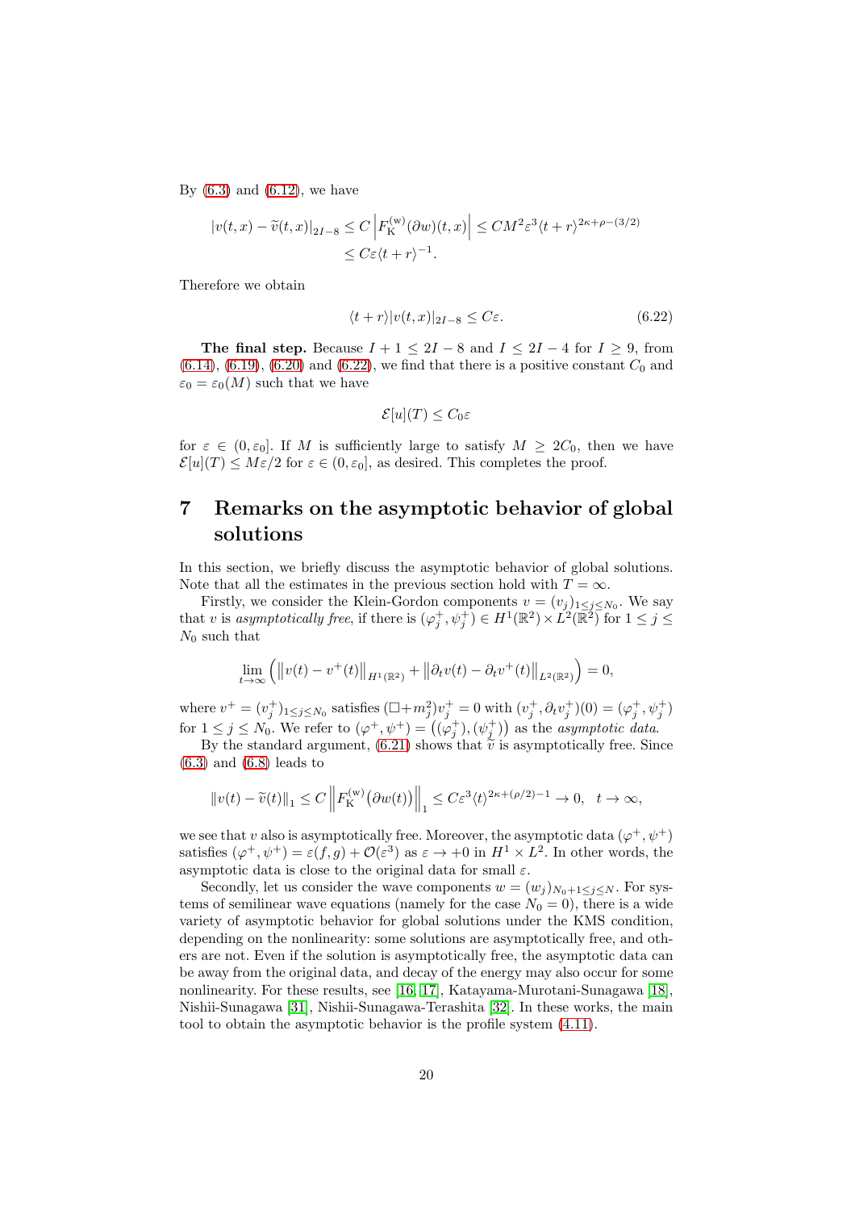By (6.3) and (6.12), we have

$$|v(t,x) - \widetilde{v}(t,x)|_{2I-8} \le C \left| F_{\mathrm{K}}^{(\mathrm{w})}(\partial w)(t,x) \right| \le C M^2 \varepsilon^3 \langle t+r \rangle^{2\kappa+\rho-(3/2)}$$
$$\le C\varepsilon \langle t+r \rangle^{-1}.$$

Therefore we obtain

$$\langle t+r \rangle |v(t,x)|_{2I-8} \le C\varepsilon. \tag{6.22}$$

**The final step.** Because $I+1 \le 2I-8$ and $I \le 2I-4$ for $I \ge 9$, from (6.14), (6.19), (6.20) and (6.22), we find that there is a positive constant $C_0$ and $\varepsilon_0 = \varepsilon_0(M)$ such that we have

$$\mathcal{E}[u](T) \le C_0 \varepsilon$$

for $\varepsilon \in (0, \varepsilon_0]$. If $M$ is sufficiently large to satisfy $M \ge 2C_0$, then we have $\mathcal{E}[u](T) \le M\varepsilon/2$ for $\varepsilon \in (0, \varepsilon_0]$, as desired. This completes the proof.

# 7 Remarks on the asymptotic behavior of global solutions

In this section, we briefly discuss the asymptotic behavior of global solutions. Note that all the estimates in the previous section hold with $T = \infty$.

Firstly, we consider the Klein-Gordon components $v = (v_j)_{1 \le j \le N_0}$. We say that $v$ is *asymptotically free*, if there is $(\varphi_j^+, \psi_j^+) \in H^1(\mathbb{R}^2) \times L^2(\mathbb{R}^2)$ for $1 \le j \le N_0$ such that

$$\lim_{t \to \infty} \left( \left\| v(t) - v^+(t) \right\|_{H^1(\mathbb{R}^2)} + \left\| \partial_t v(t) - \partial_t v^+(t) \right\|_{L^2(\mathbb{R}^2)} \right) = 0,$$

where $v^+ = (v_j^+)_{1 \le j \le N_0}$ satisfies $(\Box + m_j^2) v_j^+ = 0$ with $(v_j^+, \partial_t v_j^+)(0) = (\varphi_j^+, \psi_j^+)$ for $1 \le j \le N_0$. We refer to $(\varphi^+, \psi^+) = \left( (\varphi_j^+), (\psi_j^+) \right)$ as the *asymptotic data*.

By the standard argument, (6.21) shows that $\widetilde{v}$ is asymptotically free. Since (6.3) and (6.8) leads to

$$\| v(t) - \widetilde{v}(t) \|_1 \le C \left\| F_{\mathrm{K}}^{(\mathrm{w})} \big( \partial w(t) \big) \right\|_1 \le C\varepsilon^3 \langle t \rangle^{2\kappa + (\rho/2) - 1} \to 0, \quad t \to \infty,$$

we see that $v$ also is asymptotically free. Moreover, the asymptotic data $(\varphi^+, \psi^+)$ satisfies $(\varphi^+, \psi^+) = \varepsilon(f, g) + \mathcal{O}(\varepsilon^3)$ as $\varepsilon \to +0$ in $H^1 \times L^2$. In other words, the asymptotic data is close to the original data for small $\varepsilon$.

Secondly, let us consider the wave components $w = (w_j)_{N_0+1 \le j \le N}$. For systems of semilinear wave equations (namely for the case $N_0 = 0$), there is a wide variety of asymptotic behavior for global solutions under the KMS condition, depending on the nonlinearity: some solutions are asymptotically free, and others are not. Even if the solution is asymptotically free, the asymptotic data can be away from the original data, and decay of the energy may also occur for some nonlinearity. For these results, see [16, 17], Katayama-Murotani-Sunagawa [18], Nishii-Sunagawa [31], Nishii-Sunagawa-Terashita [32]. In these works, the main tool to obtain the asymptotic behavior is the profile system (4.11).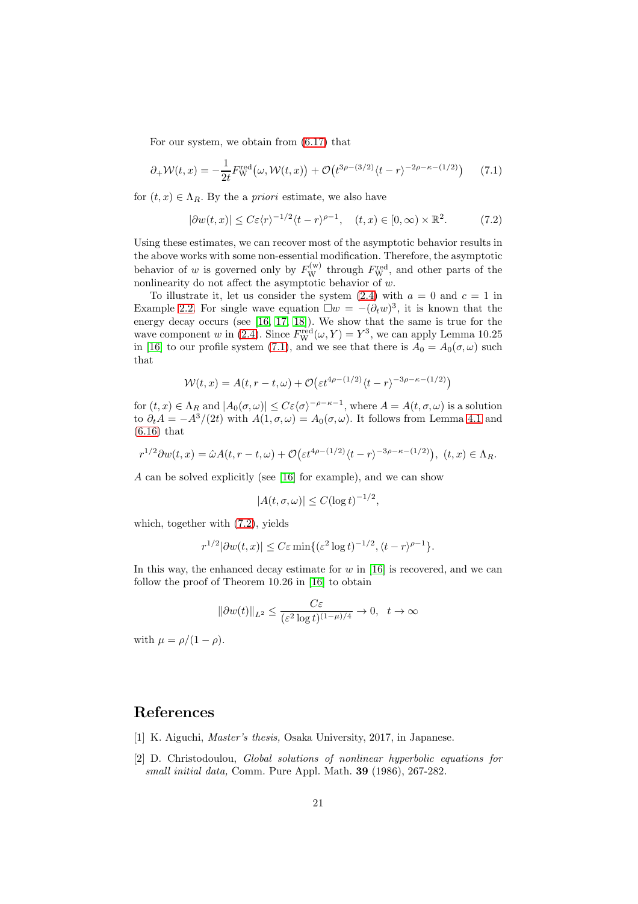For our system, we obtain from (6.17) that

$$\partial_+ \mathcal{W}(t,x) = -\frac{1}{2t} F^{\mathrm{red}}_{\mathrm{W}}\big(\omega, \mathcal{W}(t,x)\big) + \mathcal{O}\big(t^{3\rho-(3/2)} \langle t-r \rangle^{-2\rho-\kappa-(1/2)}\big) \tag{7.1}$$

for $(t,x) \in \Lambda_R$. By the a *priori* estimate, we also have

$$|\partial w(t,x)| \le C\varepsilon \langle r \rangle^{-1/2} \langle t-r \rangle^{\rho-1}, \quad (t,x) \in [0,\infty) \times \mathbb{R}^2. \tag{7.2}$$

Using these estimates, we can recover most of the asymptotic behavior results in the above works with some non-essential modification. Therefore, the asymptotic behavior of $w$ is governed only by $F^{(\mathrm{w})}_{\mathrm{W}}$ through $F^{\mathrm{red}}_{\mathrm{W}}$, and other parts of the nonlinearity do not affect the asymptotic behavior of $w$.

To illustrate it, let us consider the system (2.4) with $a = 0$ and $c = 1$ in Example 2.2. For single wave equation $\Box w = -(\partial_t w)^3$, it is known that the energy decay occurs (see [16, 17, 18]). We show that the same is true for the wave component $w$ in (2.4). Since $F^{\mathrm{red}}_{\mathrm{W}}(\omega, Y) = Y^3$, we can apply Lemma 10.25 in [16] to our profile system (7.1), and we see that there is $A_0 = A_0(\sigma, \omega)$ such that

$$\mathcal{W}(t,x) = A(t, r-t, \omega) + \mathcal{O}\big(\varepsilon t^{4\rho-(1/2)} \langle t-r \rangle^{-3\rho-\kappa-(1/2)}\big)$$

for $(t,x) \in \Lambda_R$ and $|A_0(\sigma,\omega)| \le C\varepsilon \langle \sigma \rangle^{-\rho-\kappa-1}$, where $A = A(t,\sigma,\omega)$ is a solution to $\partial_t A = -A^3/(2t)$ with $A(1,\sigma,\omega) = A_0(\sigma,\omega)$. It follows from Lemma 4.1 and (6.16) that

$$r^{1/2} \partial w(t,x) = \hat{\omega} A(t, r-t, \omega) + \mathcal{O}\big(\varepsilon t^{4\rho-(1/2)} \langle t-r \rangle^{-3\rho-\kappa-(1/2)}\big), \ (t,x) \in \Lambda_R.$$

$A$ can be solved explicitly (see [16] for example), and we can show

$$|A(t,\sigma,\omega)| \le C(\log t)^{-1/2},$$

which, together with (7.2), yields

$$r^{1/2} |\partial w(t,x)| \le C\varepsilon \min\{(\varepsilon^2 \log t)^{-1/2}, \langle t-r \rangle^{\rho-1}\}.$$

In this way, the enhanced decay estimate for $w$ in [16] is recovered, and we can follow the proof of Theorem 10.26 in [16] to obtain

$$\|\partial w(t)\|_{L^2} \le \frac{C\varepsilon}{(\varepsilon^2 \log t)^{(1-\mu)/4}} \to 0, \quad t \to \infty$$

with $\mu = \rho/(1-\rho)$.

# References

[1] K. Aiguchi, *Master's thesis,* Osaka University, 2017, in Japanese.

[2] D. Christodoulou, *Global solutions of nonlinear hyperbolic equations for small initial data,* Comm. Pure Appl. Math. **39** (1986), 267-282.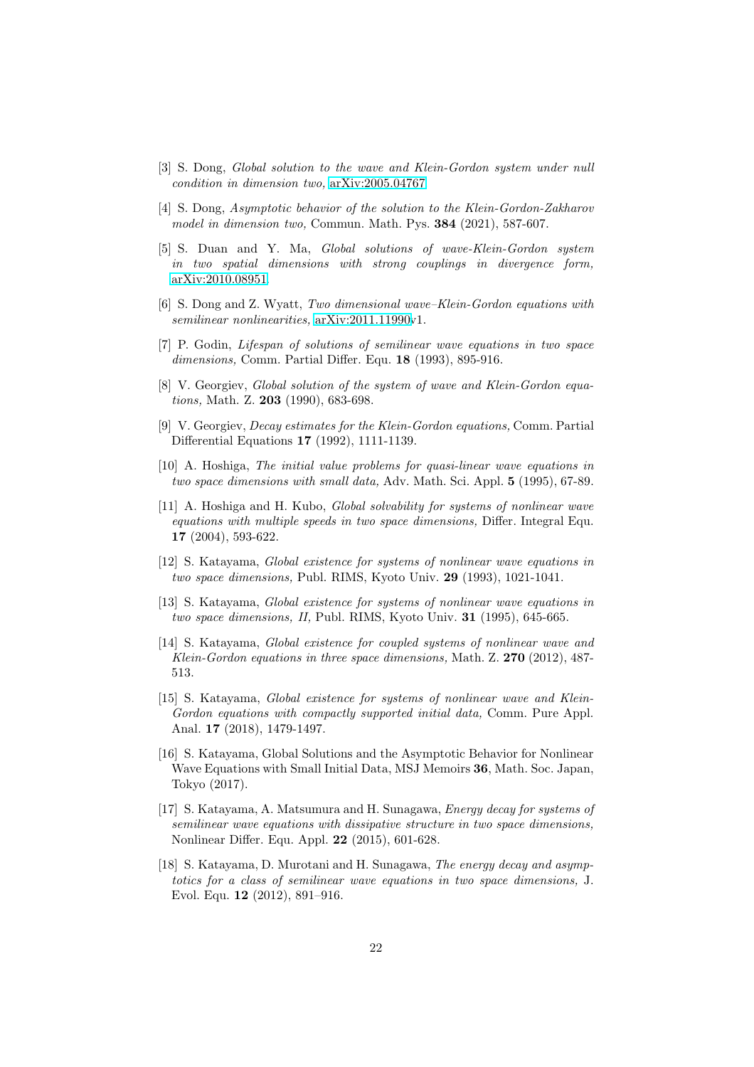[3] S. Dong, *Global solution to the wave and Klein-Gordon system under null condition in dimension two,* arXiv:2005.04767.

[4] S. Dong, *Asymptotic behavior of the solution to the Klein-Gordon-Zakharov model in dimension two,* Commun. Math. Pys. **384** (2021), 587-607.

[5] S. Duan and Y. Ma, *Global solutions of wave-Klein-Gordon system in two spatial dimensions with strong couplings in divergence form,* arXiv:2010.08951.

[6] S. Dong and Z. Wyatt, *Two dimensional wave–Klein-Gordon equations with semilinear nonlinearities,* arXiv:2011.11990v1.

[7] P. Godin, *Lifespan of solutions of semilinear wave equations in two space dimensions,* Comm. Partial Differ. Equ. **18** (1993), 895-916.

[8] V. Georgiev, *Global solution of the system of wave and Klein-Gordon equations,* Math. Z. **203** (1990), 683-698.

[9] V. Georgiev, *Decay estimates for the Klein-Gordon equations,* Comm. Partial Differential Equations **17** (1992), 1111-1139.

[10] A. Hoshiga, *The initial value problems for quasi-linear wave equations in two space dimensions with small data,* Adv. Math. Sci. Appl. **5** (1995), 67-89.

[11] A. Hoshiga and H. Kubo, *Global solvability for systems of nonlinear wave equations with multiple speeds in two space dimensions,* Differ. Integral Equ. **17** (2004), 593-622.

[12] S. Katayama, *Global existence for systems of nonlinear wave equations in two space dimensions,* Publ. RIMS, Kyoto Univ. **29** (1993), 1021-1041.

[13] S. Katayama, *Global existence for systems of nonlinear wave equations in two space dimensions, II,* Publ. RIMS, Kyoto Univ. **31** (1995), 645-665.

[14] S. Katayama, *Global existence for coupled systems of nonlinear wave and Klein-Gordon equations in three space dimensions,* Math. Z. **270** (2012), 487-513.

[15] S. Katayama, *Global existence for systems of nonlinear wave and Klein-Gordon equations with compactly supported initial data,* Comm. Pure Appl. Anal. **17** (2018), 1479-1497.

[16] S. Katayama, Global Solutions and the Asymptotic Behavior for Nonlinear Wave Equations with Small Initial Data, MSJ Memoirs **36**, Math. Soc. Japan, Tokyo (2017).

[17] S. Katayama, A. Matsumura and H. Sunagawa, *Energy decay for systems of semilinear wave equations with dissipative structure in two space dimensions,* Nonlinear Differ. Equ. Appl. **22** (2015), 601-628.

[18] S. Katayama, D. Murotani and H. Sunagawa, *The energy decay and asymptotics for a class of semilinear wave equations in two space dimensions,* J. Evol. Equ. **12** (2012), 891–916.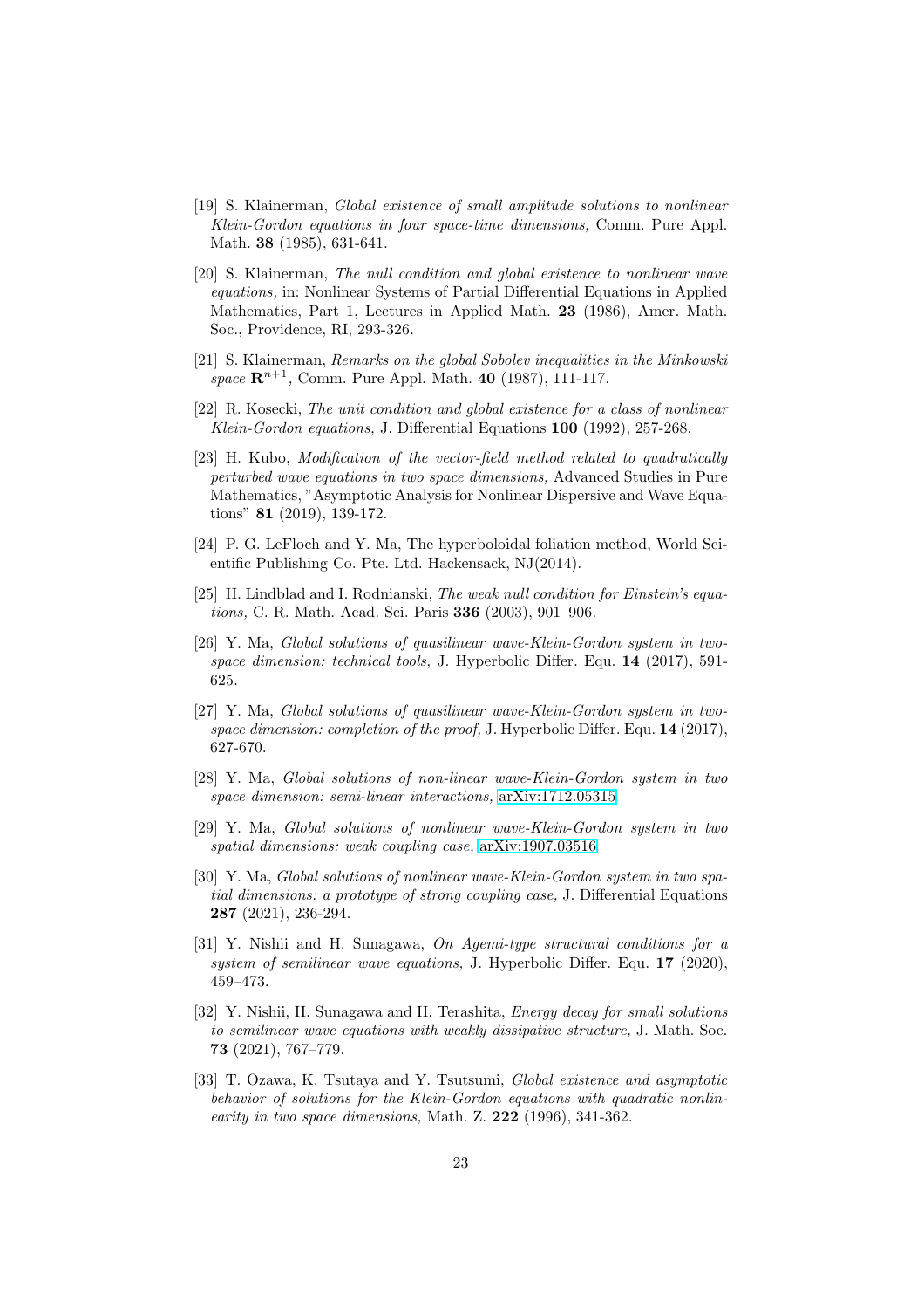[19] S. Klainerman, *Global existence of small amplitude solutions to nonlinear Klein-Gordon equations in four space-time dimensions,* Comm. Pure Appl. Math. **38** (1985), 631-641.

[20] S. Klainerman, *The null condition and global existence to nonlinear wave equations,* in: Nonlinear Systems of Partial Differential Equations in Applied Mathematics, Part 1, Lectures in Applied Math. **23** (1986), Amer. Math. Soc., Providence, RI, 293-326.

[21] S. Klainerman, *Remarks on the global Sobolev inequalities in the Minkowski space* $\mathbf{R}^{n+1}$, Comm. Pure Appl. Math. **40** (1987), 111-117.

[22] R. Kosecki, *The unit condition and global existence for a class of nonlinear Klein-Gordon equations,* J. Differential Equations **100** (1992), 257-268.

[23] H. Kubo, *Modification of the vector-field method related to quadratically perturbed wave equations in two space dimensions,* Advanced Studies in Pure Mathematics, "Asymptotic Analysis for Nonlinear Dispersive and Wave Equations" **81** (2019), 139-172.

[24] P. G. LeFloch and Y. Ma, The hyperboloidal foliation method, World Scientific Publishing Co. Pte. Ltd. Hackensack, NJ(2014).

[25] H. Lindblad and I. Rodnianski, *The weak null condition for Einstein's equations,* C. R. Math. Acad. Sci. Paris **336** (2003), 901–906.

[26] Y. Ma, *Global solutions of quasilinear wave-Klein-Gordon system in two-space dimension: technical tools,* J. Hyperbolic Differ. Equ. **14** (2017), 591-625.

[27] Y. Ma, *Global solutions of quasilinear wave-Klein-Gordon system in two-space dimension: completion of the proof,* J. Hyperbolic Differ. Equ. **14** (2017), 627-670.

[28] Y. Ma, *Global solutions of non-linear wave-Klein-Gordon system in two space dimension: semi-linear interactions,* arXiv:1712.05315

[29] Y. Ma, *Global solutions of nonlinear wave-Klein-Gordon system in two spatial dimensions: weak coupling case,* arXiv:1907.03516

[30] Y. Ma, *Global solutions of nonlinear wave-Klein-Gordon system in two spatial dimensions: a prototype of strong coupling case,* J. Differential Equations **287** (2021), 236-294.

[31] Y. Nishii and H. Sunagawa, *On Agemi-type structural conditions for a system of semilinear wave equations,* J. Hyperbolic Differ. Equ. **17** (2020), 459–473.

[32] Y. Nishii, H. Sunagawa and H. Terashita, *Energy decay for small solutions to semilinear wave equations with weakly dissipative structure,* J. Math. Soc. **73** (2021), 767–779.

[33] T. Ozawa, K. Tsutaya and Y. Tsutsumi, *Global existence and asymptotic behavior of solutions for the Klein-Gordon equations with quadratic nonlinearity in two space dimensions,* Math. Z. **222** (1996), 341-362.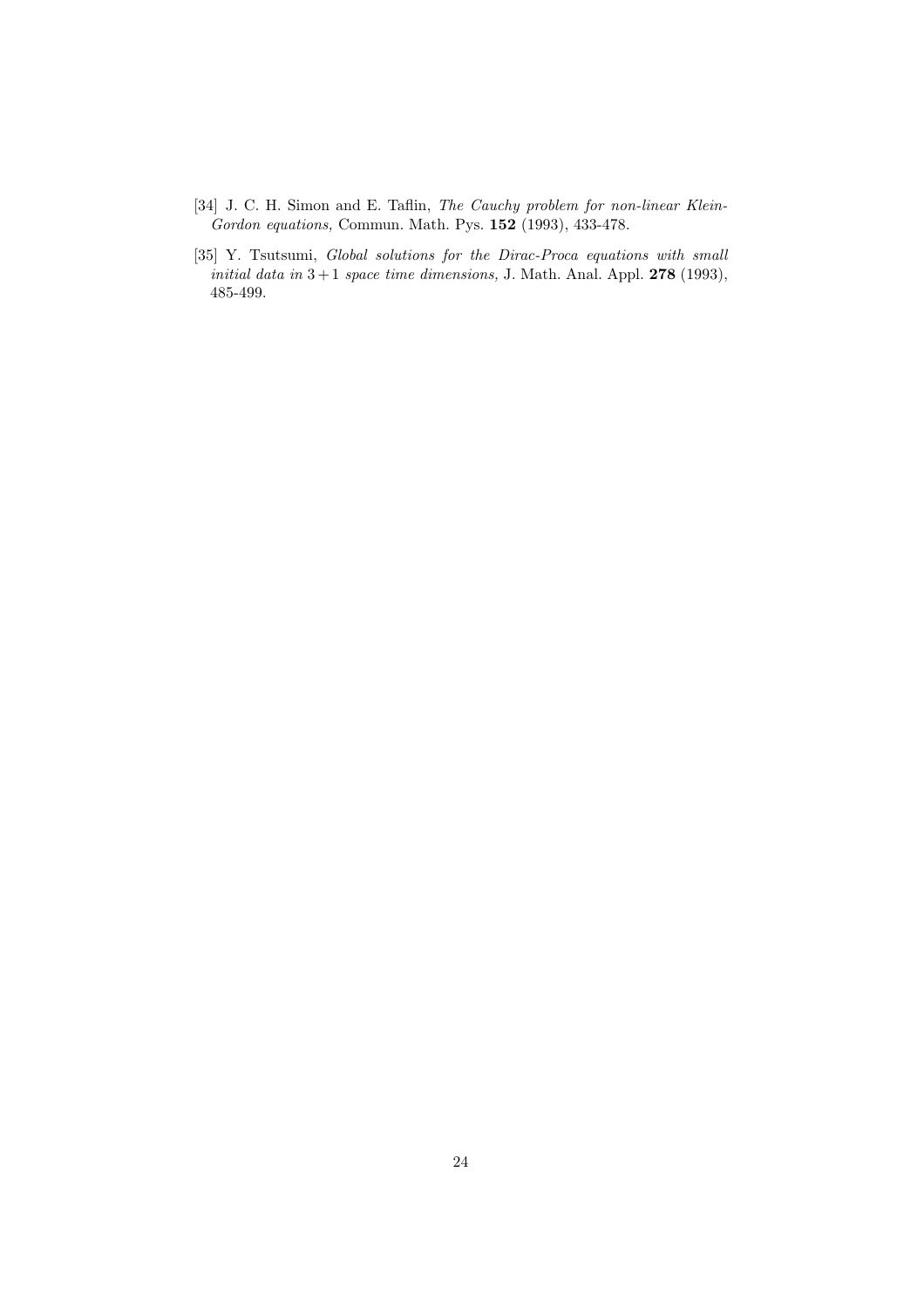[34] J. C. H. Simon and E. Taflin, *The Cauchy problem for non-linear Klein-Gordon equations,* Commun. Math. Pys. **152** (1993), 433-478.

[35] Y. Tsutsumi, *Global solutions for the Dirac-Proca equations with small initial data in* $3+1$ *space time dimensions,* J. Math. Anal. Appl. **278** (1993), 485-499.